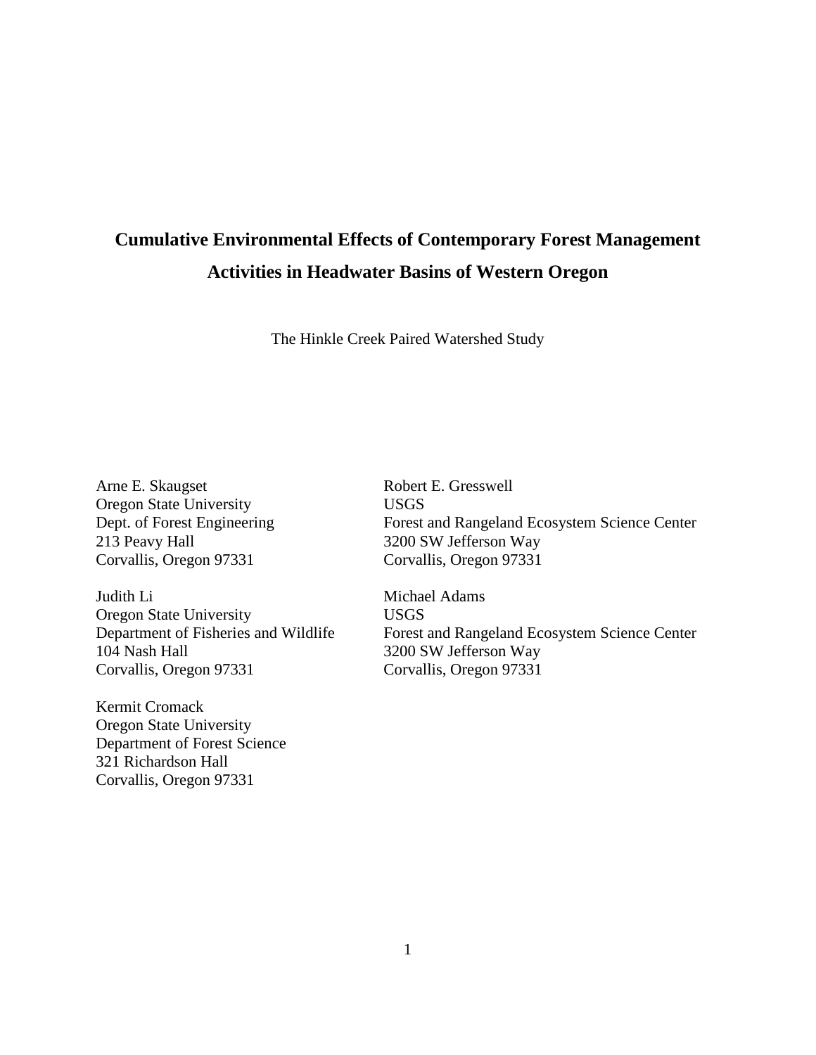# Cumulative Environmental Effects of Contemporary Forest Management Activities in Headwater Basins of Western Oregon

The Hinkle Creek Paired Watershed Study

Arne E. Skaugset
Oregon State University
Dept. of Forest Engineering
213 Peavy Hall
Corvallis, Oregon 97331

Judith Li
Oregon State University
Department of Fisheries and Wildlife
104 Nash Hall
Corvallis, Oregon 97331

Kermit Cromack
Oregon State University
Department of Forest Science
321 Richardson Hall
Corvallis, Oregon 97331

Robert E. Gresswell
USGS
Forest and Rangeland Ecosystem Science Center
3200 SW Jefferson Way
Corvallis, Oregon 97331

Michael Adams
USGS
Forest and Rangeland Ecosystem Science Center
3200 SW Jefferson Way
Corvallis, Oregon 97331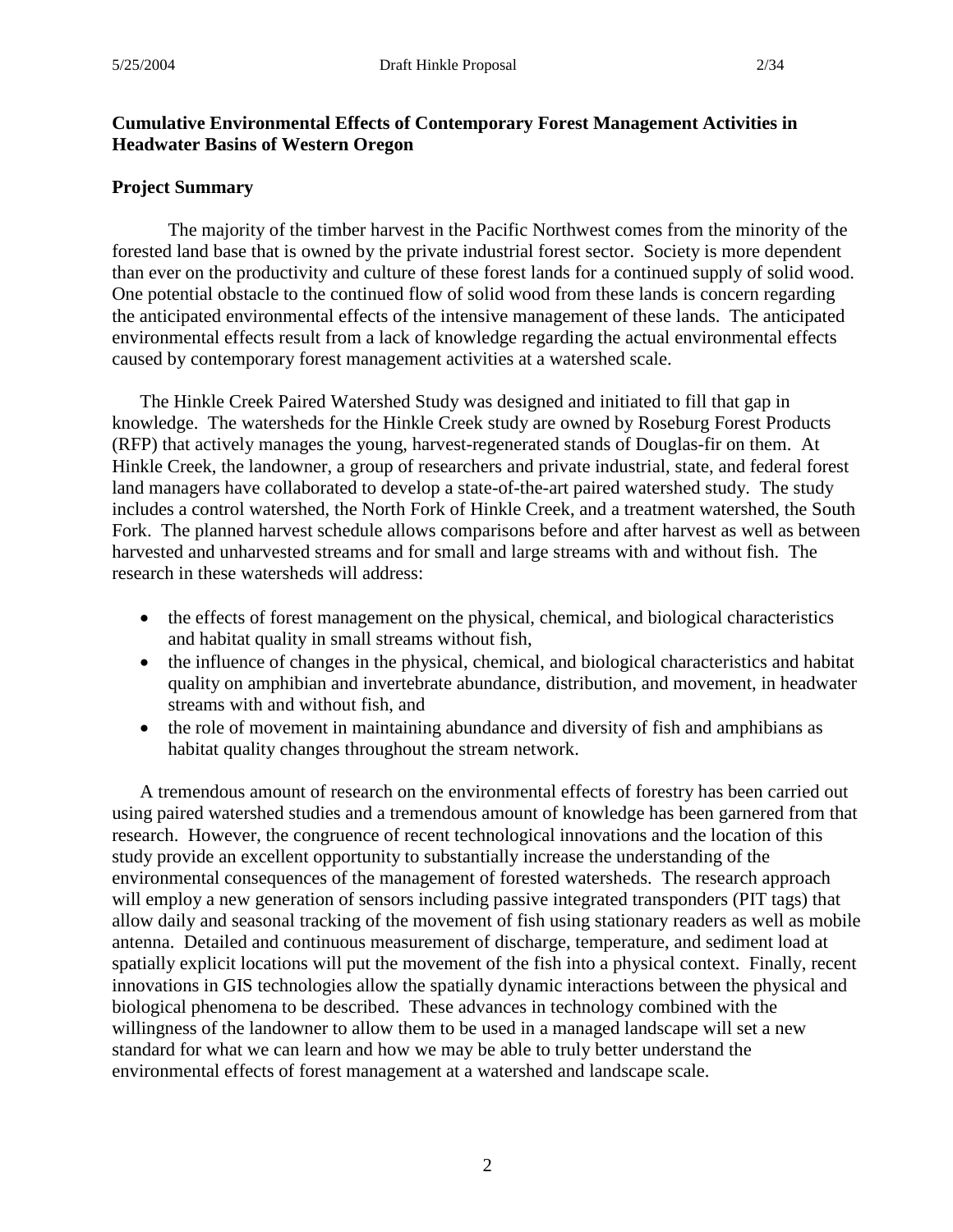## Cumulative Environmental Effects of Contemporary Forest Management Activities in Headwater Basins of Western Oregon

### Project Summary

The majority of the timber harvest in the Pacific Northwest comes from the minority of the forested land base that is owned by the private industrial forest sector. Society is more dependent than ever on the productivity and culture of these forest lands for a continued supply of solid wood. One potential obstacle to the continued flow of solid wood from these lands is concern regarding the anticipated environmental effects of the intensive management of these lands. The anticipated environmental effects result from a lack of knowledge regarding the actual environmental effects caused by contemporary forest management activities at a watershed scale.

The Hinkle Creek Paired Watershed Study was designed and initiated to fill that gap in knowledge. The watersheds for the Hinkle Creek study are owned by Roseburg Forest Products (RFP) that actively manages the young, harvest-regenerated stands of Douglas-fir on them. At Hinkle Creek, the landowner, a group of researchers and private industrial, state, and federal forest land managers have collaborated to develop a state-of-the-art paired watershed study. The study includes a control watershed, the North Fork of Hinkle Creek, and a treatment watershed, the South Fork. The planned harvest schedule allows comparisons before and after harvest as well as between harvested and unharvested streams and for small and large streams with and without fish. The research in these watersheds will address:

- the effects of forest management on the physical, chemical, and biological characteristics and habitat quality in small streams without fish,
- the influence of changes in the physical, chemical, and biological characteristics and habitat quality on amphibian and invertebrate abundance, distribution, and movement, in headwater streams with and without fish, and
- the role of movement in maintaining abundance and diversity of fish and amphibians as habitat quality changes throughout the stream network.

A tremendous amount of research on the environmental effects of forestry has been carried out using paired watershed studies and a tremendous amount of knowledge has been garnered from that research. However, the congruence of recent technological innovations and the location of this study provide an excellent opportunity to substantially increase the understanding of the environmental consequences of the management of forested watersheds. The research approach will employ a new generation of sensors including passive integrated transponders (PIT tags) that allow daily and seasonal tracking of the movement of fish using stationary readers as well as mobile antenna. Detailed and continuous measurement of discharge, temperature, and sediment load at spatially explicit locations will put the movement of the fish into a physical context. Finally, recent innovations in GIS technologies allow the spatially dynamic interactions between the physical and biological phenomena to be described. These advances in technology combined with the willingness of the landowner to allow them to be used in a managed landscape will set a new standard for what we can learn and how we may be able to truly better understand the environmental effects of forest management at a watershed and landscape scale.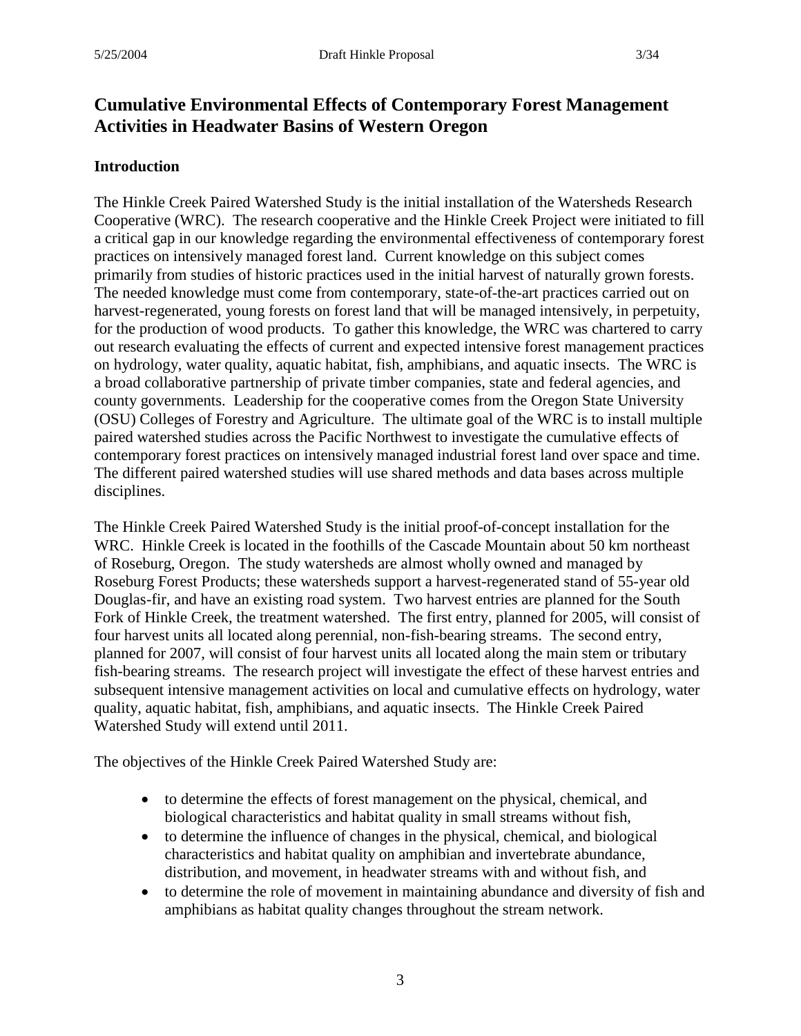## Cumulative Environmental Effects of Contemporary Forest Management Activities in Headwater Basins of Western Oregon

### Introduction

The Hinkle Creek Paired Watershed Study is the initial installation of the Watersheds Research Cooperative (WRC). The research cooperative and the Hinkle Creek Project were initiated to fill a critical gap in our knowledge regarding the environmental effectiveness of contemporary forest practices on intensively managed forest land. Current knowledge on this subject comes primarily from studies of historic practices used in the initial harvest of naturally grown forests. The needed knowledge must come from contemporary, state-of-the-art practices carried out on harvest-regenerated, young forests on forest land that will be managed intensively, in perpetuity, for the production of wood products. To gather this knowledge, the WRC was chartered to carry out research evaluating the effects of current and expected intensive forest management practices on hydrology, water quality, aquatic habitat, fish, amphibians, and aquatic insects. The WRC is a broad collaborative partnership of private timber companies, state and federal agencies, and county governments. Leadership for the cooperative comes from the Oregon State University (OSU) Colleges of Forestry and Agriculture. The ultimate goal of the WRC is to install multiple paired watershed studies across the Pacific Northwest to investigate the cumulative effects of contemporary forest practices on intensively managed industrial forest land over space and time. The different paired watershed studies will use shared methods and data bases across multiple disciplines.

The Hinkle Creek Paired Watershed Study is the initial proof-of-concept installation for the WRC. Hinkle Creek is located in the foothills of the Cascade Mountain about 50 km northeast of Roseburg, Oregon. The study watersheds are almost wholly owned and managed by Roseburg Forest Products; these watersheds support a harvest-regenerated stand of 55-year old Douglas-fir, and have an existing road system. Two harvest entries are planned for the South Fork of Hinkle Creek, the treatment watershed. The first entry, planned for 2005, will consist of four harvest units all located along perennial, non-fish-bearing streams. The second entry, planned for 2007, will consist of four harvest units all located along the main stem or tributary fish-bearing streams. The research project will investigate the effect of these harvest entries and subsequent intensive management activities on local and cumulative effects on hydrology, water quality, aquatic habitat, fish, amphibians, and aquatic insects. The Hinkle Creek Paired Watershed Study will extend until 2011.

The objectives of the Hinkle Creek Paired Watershed Study are:

- to determine the effects of forest management on the physical, chemical, and biological characteristics and habitat quality in small streams without fish,
- to determine the influence of changes in the physical, chemical, and biological characteristics and habitat quality on amphibian and invertebrate abundance, distribution, and movement, in headwater streams with and without fish, and
- to determine the role of movement in maintaining abundance and diversity of fish and amphibians as habitat quality changes throughout the stream network.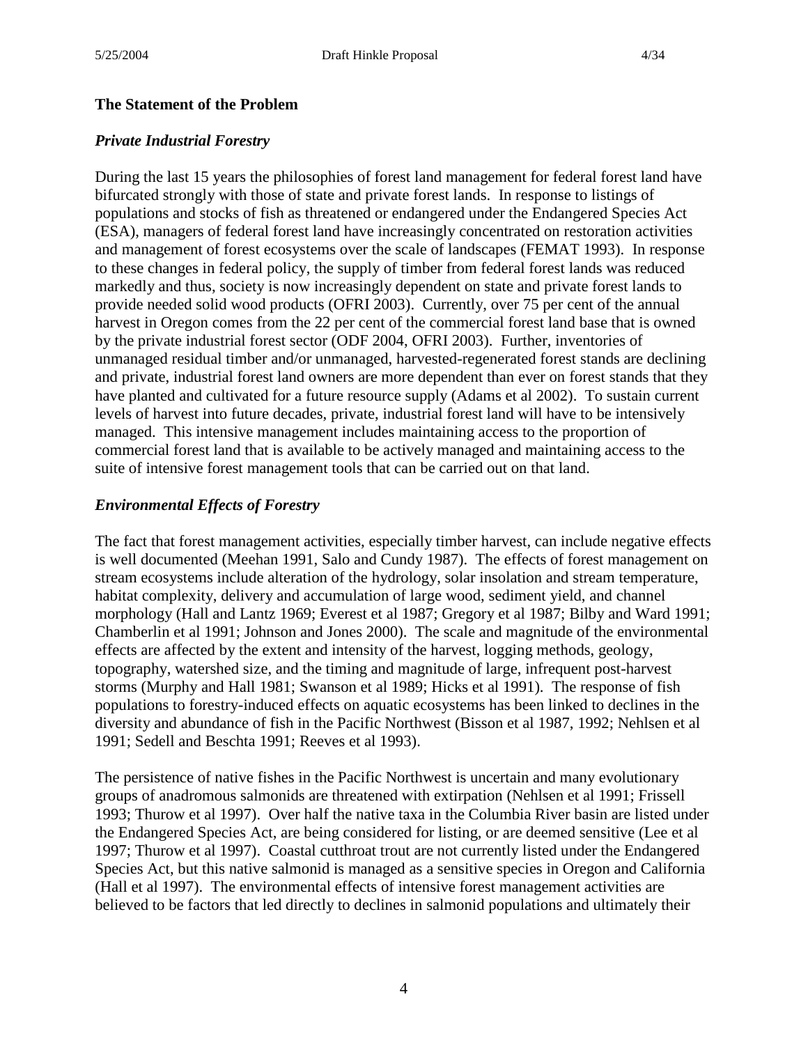## The Statement of the Problem

### *Private Industrial Forestry*

During the last 15 years the philosophies of forest land management for federal forest land have bifurcated strongly with those of state and private forest lands. In response to listings of populations and stocks of fish as threatened or endangered under the Endangered Species Act (ESA), managers of federal forest land have increasingly concentrated on restoration activities and management of forest ecosystems over the scale of landscapes (FEMAT 1993). In response to these changes in federal policy, the supply of timber from federal forest lands was reduced markedly and thus, society is now increasingly dependent on state and private forest lands to provide needed solid wood products (OFRI 2003). Currently, over 75 per cent of the annual harvest in Oregon comes from the 22 per cent of the commercial forest land base that is owned by the private industrial forest sector (ODF 2004, OFRI 2003). Further, inventories of unmanaged residual timber and/or unmanaged, harvested-regenerated forest stands are declining and private, industrial forest land owners are more dependent than ever on forest stands that they have planted and cultivated for a future resource supply (Adams et al 2002). To sustain current levels of harvest into future decades, private, industrial forest land will have to be intensively managed. This intensive management includes maintaining access to the proportion of commercial forest land that is available to be actively managed and maintaining access to the suite of intensive forest management tools that can be carried out on that land.

### *Environmental Effects of Forestry*

The fact that forest management activities, especially timber harvest, can include negative effects is well documented (Meehan 1991, Salo and Cundy 1987). The effects of forest management on stream ecosystems include alteration of the hydrology, solar insolation and stream temperature, habitat complexity, delivery and accumulation of large wood, sediment yield, and channel morphology (Hall and Lantz 1969; Everest et al 1987; Gregory et al 1987; Bilby and Ward 1991; Chamberlin et al 1991; Johnson and Jones 2000). The scale and magnitude of the environmental effects are affected by the extent and intensity of the harvest, logging methods, geology, topography, watershed size, and the timing and magnitude of large, infrequent post-harvest storms (Murphy and Hall 1981; Swanson et al 1989; Hicks et al 1991). The response of fish populations to forestry-induced effects on aquatic ecosystems has been linked to declines in the diversity and abundance of fish in the Pacific Northwest (Bisson et al 1987, 1992; Nehlsen et al 1991; Sedell and Beschta 1991; Reeves et al 1993).

The persistence of native fishes in the Pacific Northwest is uncertain and many evolutionary groups of anadromous salmonids are threatened with extirpation (Nehlsen et al 1991; Frissell 1993; Thurow et al 1997). Over half the native taxa in the Columbia River basin are listed under the Endangered Species Act, are being considered for listing, or are deemed sensitive (Lee et al 1997; Thurow et al 1997). Coastal cutthroat trout are not currently listed under the Endangered Species Act, but this native salmonid is managed as a sensitive species in Oregon and California (Hall et al 1997). The environmental effects of intensive forest management activities are believed to be factors that led directly to declines in salmonid populations and ultimately their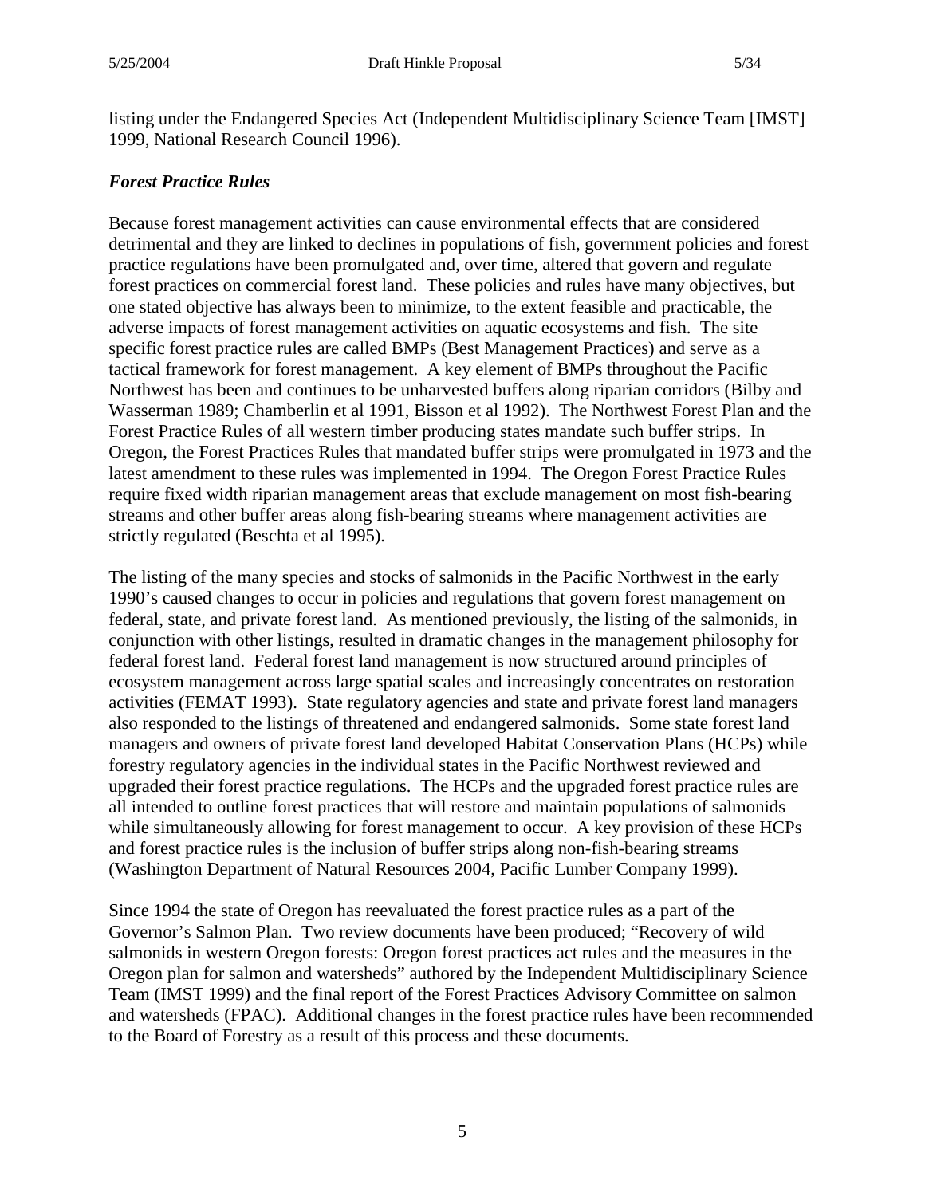listing under the Endangered Species Act (Independent Multidisciplinary Science Team [IMST] 1999, National Research Council 1996).

### *Forest Practice Rules*

Because forest management activities can cause environmental effects that are considered detrimental and they are linked to declines in populations of fish, government policies and forest practice regulations have been promulgated and, over time, altered that govern and regulate forest practices on commercial forest land. These policies and rules have many objectives, but one stated objective has always been to minimize, to the extent feasible and practicable, the adverse impacts of forest management activities on aquatic ecosystems and fish. The site specific forest practice rules are called BMPs (Best Management Practices) and serve as a tactical framework for forest management. A key element of BMPs throughout the Pacific Northwest has been and continues to be unharvested buffers along riparian corridors (Bilby and Wasserman 1989; Chamberlin et al 1991, Bisson et al 1992). The Northwest Forest Plan and the Forest Practice Rules of all western timber producing states mandate such buffer strips. In Oregon, the Forest Practices Rules that mandated buffer strips were promulgated in 1973 and the latest amendment to these rules was implemented in 1994. The Oregon Forest Practice Rules require fixed width riparian management areas that exclude management on most fish-bearing streams and other buffer areas along fish-bearing streams where management activities are strictly regulated (Beschta et al 1995).

The listing of the many species and stocks of salmonids in the Pacific Northwest in the early 1990's caused changes to occur in policies and regulations that govern forest management on federal, state, and private forest land. As mentioned previously, the listing of the salmonids, in conjunction with other listings, resulted in dramatic changes in the management philosophy for federal forest land. Federal forest land management is now structured around principles of ecosystem management across large spatial scales and increasingly concentrates on restoration activities (FEMAT 1993). State regulatory agencies and state and private forest land managers also responded to the listings of threatened and endangered salmonids. Some state forest land managers and owners of private forest land developed Habitat Conservation Plans (HCPs) while forestry regulatory agencies in the individual states in the Pacific Northwest reviewed and upgraded their forest practice regulations. The HCPs and the upgraded forest practice rules are all intended to outline forest practices that will restore and maintain populations of salmonids while simultaneously allowing for forest management to occur. A key provision of these HCPs and forest practice rules is the inclusion of buffer strips along non-fish-bearing streams (Washington Department of Natural Resources 2004, Pacific Lumber Company 1999).

Since 1994 the state of Oregon has reevaluated the forest practice rules as a part of the Governor's Salmon Plan. Two review documents have been produced; "Recovery of wild salmonids in western Oregon forests: Oregon forest practices act rules and the measures in the Oregon plan for salmon and watersheds" authored by the Independent Multidisciplinary Science Team (IMST 1999) and the final report of the Forest Practices Advisory Committee on salmon and watersheds (FPAC). Additional changes in the forest practice rules have been recommended to the Board of Forestry as a result of this process and these documents.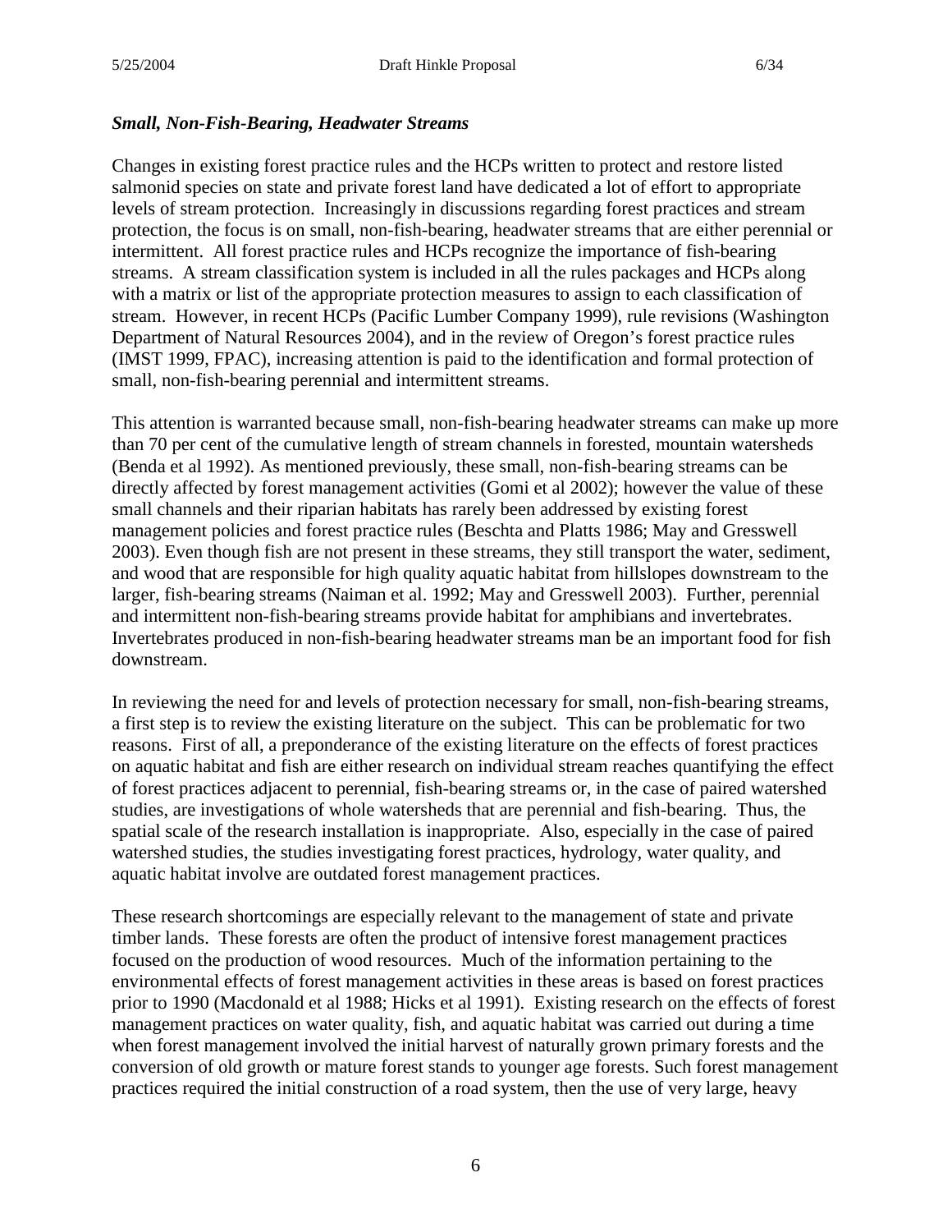***Small, Non-Fish-Bearing, Headwater Streams***

Changes in existing forest practice rules and the HCPs written to protect and restore listed salmonid species on state and private forest land have dedicated a lot of effort to appropriate levels of stream protection. Increasingly in discussions regarding forest practices and stream protection, the focus is on small, non-fish-bearing, headwater streams that are either perennial or intermittent. All forest practice rules and HCPs recognize the importance of fish-bearing streams. A stream classification system is included in all the rules packages and HCPs along with a matrix or list of the appropriate protection measures to assign to each classification of stream. However, in recent HCPs (Pacific Lumber Company 1999), rule revisions (Washington Department of Natural Resources 2004), and in the review of Oregon's forest practice rules (IMST 1999, FPAC), increasing attention is paid to the identification and formal protection of small, non-fish-bearing perennial and intermittent streams.

This attention is warranted because small, non-fish-bearing headwater streams can make up more than 70 per cent of the cumulative length of stream channels in forested, mountain watersheds (Benda et al 1992). As mentioned previously, these small, non-fish-bearing streams can be directly affected by forest management activities (Gomi et al 2002); however the value of these small channels and their riparian habitats has rarely been addressed by existing forest management policies and forest practice rules (Beschta and Platts 1986; May and Gresswell 2003). Even though fish are not present in these streams, they still transport the water, sediment, and wood that are responsible for high quality aquatic habitat from hillslopes downstream to the larger, fish-bearing streams (Naiman et al. 1992; May and Gresswell 2003). Further, perennial and intermittent non-fish-bearing streams provide habitat for amphibians and invertebrates. Invertebrates produced in non-fish-bearing headwater streams man be an important food for fish downstream.

In reviewing the need for and levels of protection necessary for small, non-fish-bearing streams, a first step is to review the existing literature on the subject. This can be problematic for two reasons. First of all, a preponderance of the existing literature on the effects of forest practices on aquatic habitat and fish are either research on individual stream reaches quantifying the effect of forest practices adjacent to perennial, fish-bearing streams or, in the case of paired watershed studies, are investigations of whole watersheds that are perennial and fish-bearing. Thus, the spatial scale of the research installation is inappropriate. Also, especially in the case of paired watershed studies, the studies investigating forest practices, hydrology, water quality, and aquatic habitat involve are outdated forest management practices.

These research shortcomings are especially relevant to the management of state and private timber lands. These forests are often the product of intensive forest management practices focused on the production of wood resources. Much of the information pertaining to the environmental effects of forest management activities in these areas is based on forest practices prior to 1990 (Macdonald et al 1988; Hicks et al 1991). Existing research on the effects of forest management practices on water quality, fish, and aquatic habitat was carried out during a time when forest management involved the initial harvest of naturally grown primary forests and the conversion of old growth or mature forest stands to younger age forests. Such forest management practices required the initial construction of a road system, then the use of very large, heavy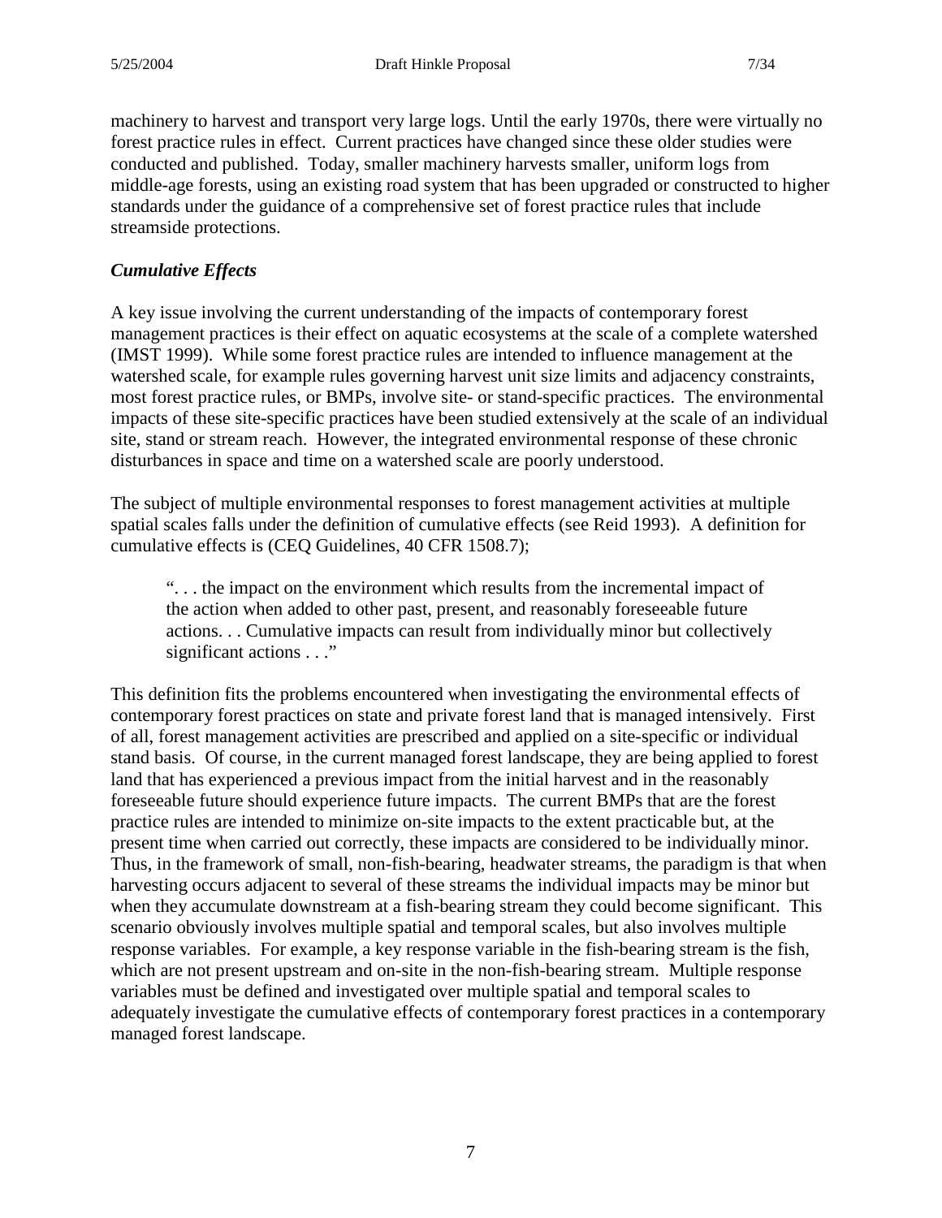machinery to harvest and transport very large logs. Until the early 1970s, there were virtually no forest practice rules in effect. Current practices have changed since these older studies were conducted and published. Today, smaller machinery harvests smaller, uniform logs from middle-age forests, using an existing road system that has been upgraded or constructed to higher standards under the guidance of a comprehensive set of forest practice rules that include streamside protections.

### *Cumulative Effects*

A key issue involving the current understanding of the impacts of contemporary forest management practices is their effect on aquatic ecosystems at the scale of a complete watershed (IMST 1999). While some forest practice rules are intended to influence management at the watershed scale, for example rules governing harvest unit size limits and adjacency constraints, most forest practice rules, or BMPs, involve site- or stand-specific practices. The environmental impacts of these site-specific practices have been studied extensively at the scale of an individual site, stand or stream reach. However, the integrated environmental response of these chronic disturbances in space and time on a watershed scale are poorly understood.

The subject of multiple environmental responses to forest management activities at multiple spatial scales falls under the definition of cumulative effects (see Reid 1993). A definition for cumulative effects is (CEQ Guidelines, 40 CFR 1508.7);

> ". . . the impact on the environment which results from the incremental impact of the action when added to other past, present, and reasonably foreseeable future actions. . . Cumulative impacts can result from individually minor but collectively significant actions . . ."

This definition fits the problems encountered when investigating the environmental effects of contemporary forest practices on state and private forest land that is managed intensively. First of all, forest management activities are prescribed and applied on a site-specific or individual stand basis. Of course, in the current managed forest landscape, they are being applied to forest land that has experienced a previous impact from the initial harvest and in the reasonably foreseeable future should experience future impacts. The current BMPs that are the forest practice rules are intended to minimize on-site impacts to the extent practicable but, at the present time when carried out correctly, these impacts are considered to be individually minor. Thus, in the framework of small, non-fish-bearing, headwater streams, the paradigm is that when harvesting occurs adjacent to several of these streams the individual impacts may be minor but when they accumulate downstream at a fish-bearing stream they could become significant. This scenario obviously involves multiple spatial and temporal scales, but also involves multiple response variables. For example, a key response variable in the fish-bearing stream is the fish, which are not present upstream and on-site in the non-fish-bearing stream. Multiple response variables must be defined and investigated over multiple spatial and temporal scales to adequately investigate the cumulative effects of contemporary forest practices in a contemporary managed forest landscape.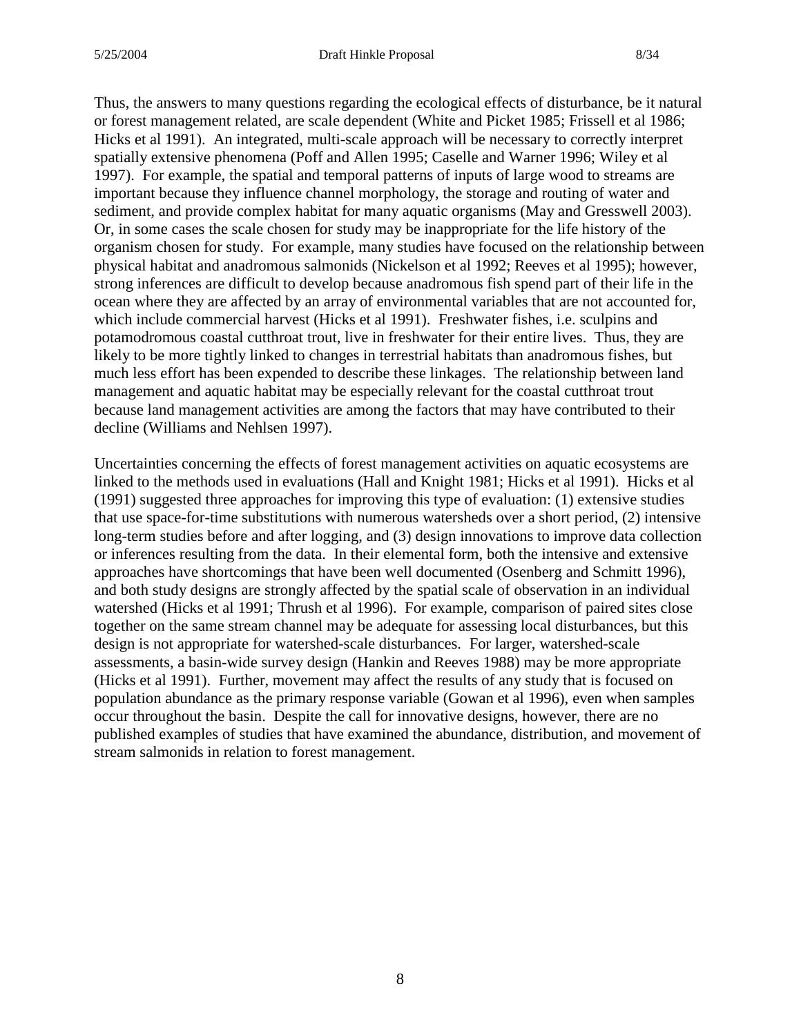Thus, the answers to many questions regarding the ecological effects of disturbance, be it natural or forest management related, are scale dependent (White and Picket 1985; Frissell et al 1986; Hicks et al 1991). An integrated, multi-scale approach will be necessary to correctly interpret spatially extensive phenomena (Poff and Allen 1995; Caselle and Warner 1996; Wiley et al 1997). For example, the spatial and temporal patterns of inputs of large wood to streams are important because they influence channel morphology, the storage and routing of water and sediment, and provide complex habitat for many aquatic organisms (May and Gresswell 2003). Or, in some cases the scale chosen for study may be inappropriate for the life history of the organism chosen for study. For example, many studies have focused on the relationship between physical habitat and anadromous salmonids (Nickelson et al 1992; Reeves et al 1995); however, strong inferences are difficult to develop because anadromous fish spend part of their life in the ocean where they are affected by an array of environmental variables that are not accounted for, which include commercial harvest (Hicks et al 1991). Freshwater fishes, i.e. sculpins and potamodromous coastal cutthroat trout, live in freshwater for their entire lives. Thus, they are likely to be more tightly linked to changes in terrestrial habitats than anadromous fishes, but much less effort has been expended to describe these linkages. The relationship between land management and aquatic habitat may be especially relevant for the coastal cutthroat trout because land management activities are among the factors that may have contributed to their decline (Williams and Nehlsen 1997).

Uncertainties concerning the effects of forest management activities on aquatic ecosystems are linked to the methods used in evaluations (Hall and Knight 1981; Hicks et al 1991). Hicks et al (1991) suggested three approaches for improving this type of evaluation: (1) extensive studies that use space-for-time substitutions with numerous watersheds over a short period, (2) intensive long-term studies before and after logging, and (3) design innovations to improve data collection or inferences resulting from the data. In their elemental form, both the intensive and extensive approaches have shortcomings that have been well documented (Osenberg and Schmitt 1996), and both study designs are strongly affected by the spatial scale of observation in an individual watershed (Hicks et al 1991; Thrush et al 1996). For example, comparison of paired sites close together on the same stream channel may be adequate for assessing local disturbances, but this design is not appropriate for watershed-scale disturbances. For larger, watershed-scale assessments, a basin-wide survey design (Hankin and Reeves 1988) may be more appropriate (Hicks et al 1991). Further, movement may affect the results of any study that is focused on population abundance as the primary response variable (Gowan et al 1996), even when samples occur throughout the basin. Despite the call for innovative designs, however, there are no published examples of studies that have examined the abundance, distribution, and movement of stream salmonids in relation to forest management.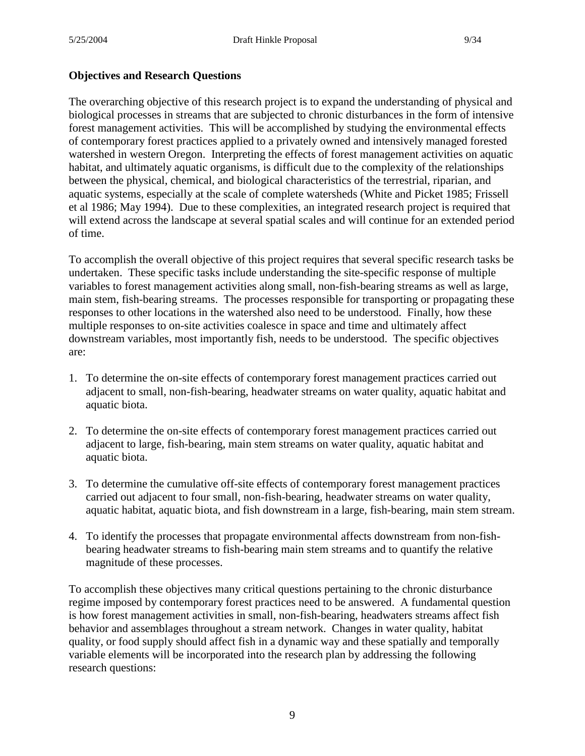**Objectives and Research Questions**

The overarching objective of this research project is to expand the understanding of physical and biological processes in streams that are subjected to chronic disturbances in the form of intensive forest management activities. This will be accomplished by studying the environmental effects of contemporary forest practices applied to a privately owned and intensively managed forested watershed in western Oregon. Interpreting the effects of forest management activities on aquatic habitat, and ultimately aquatic organisms, is difficult due to the complexity of the relationships between the physical, chemical, and biological characteristics of the terrestrial, riparian, and aquatic systems, especially at the scale of complete watersheds (White and Picket 1985; Frissell et al 1986; May 1994). Due to these complexities, an integrated research project is required that will extend across the landscape at several spatial scales and will continue for an extended period of time.

To accomplish the overall objective of this project requires that several specific research tasks be undertaken. These specific tasks include understanding the site-specific response of multiple variables to forest management activities along small, non-fish-bearing streams as well as large, main stem, fish-bearing streams. The processes responsible for transporting or propagating these responses to other locations in the watershed also need to be understood. Finally, how these multiple responses to on-site activities coalesce in space and time and ultimately affect downstream variables, most importantly fish, needs to be understood. The specific objectives are:

1. To determine the on-site effects of contemporary forest management practices carried out adjacent to small, non-fish-bearing, headwater streams on water quality, aquatic habitat and aquatic biota.

2. To determine the on-site effects of contemporary forest management practices carried out adjacent to large, fish-bearing, main stem streams on water quality, aquatic habitat and aquatic biota.

3. To determine the cumulative off-site effects of contemporary forest management practices carried out adjacent to four small, non-fish-bearing, headwater streams on water quality, aquatic habitat, aquatic biota, and fish downstream in a large, fish-bearing, main stem stream.

4. To identify the processes that propagate environmental affects downstream from non-fish-bearing headwater streams to fish-bearing main stem streams and to quantify the relative magnitude of these processes.

To accomplish these objectives many critical questions pertaining to the chronic disturbance regime imposed by contemporary forest practices need to be answered. A fundamental question is how forest management activities in small, non-fish-bearing, headwaters streams affect fish behavior and assemblages throughout a stream network. Changes in water quality, habitat quality, or food supply should affect fish in a dynamic way and these spatially and temporally variable elements will be incorporated into the research plan by addressing the following research questions: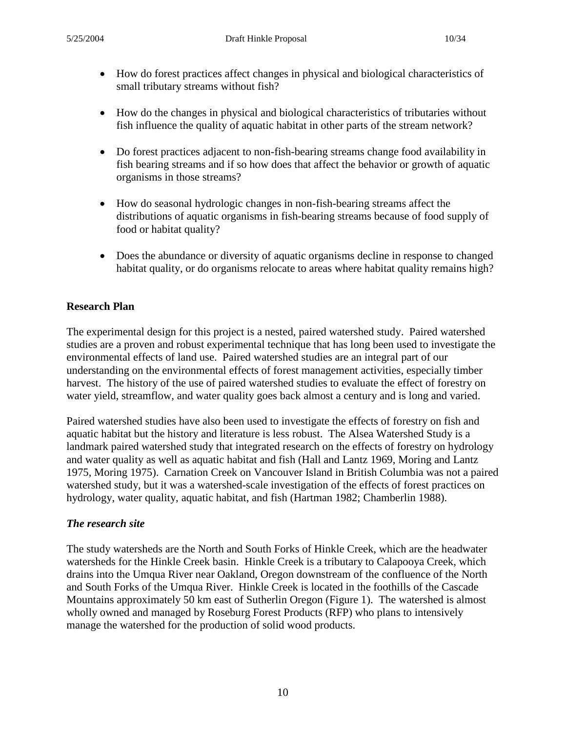- How do forest practices affect changes in physical and biological characteristics of small tributary streams without fish?
- How do the changes in physical and biological characteristics of tributaries without fish influence the quality of aquatic habitat in other parts of the stream network?
- Do forest practices adjacent to non-fish-bearing streams change food availability in fish bearing streams and if so how does that affect the behavior or growth of aquatic organisms in those streams?
- How do seasonal hydrologic changes in non-fish-bearing streams affect the distributions of aquatic organisms in fish-bearing streams because of food supply of food or habitat quality?
- Does the abundance or diversity of aquatic organisms decline in response to changed habitat quality, or do organisms relocate to areas where habitat quality remains high?

**Research Plan**

The experimental design for this project is a nested, paired watershed study. Paired watershed studies are a proven and robust experimental technique that has long been used to investigate the environmental effects of land use. Paired watershed studies are an integral part of our understanding on the environmental effects of forest management activities, especially timber harvest. The history of the use of paired watershed studies to evaluate the effect of forestry on water yield, streamflow, and water quality goes back almost a century and is long and varied.

Paired watershed studies have also been used to investigate the effects of forestry on fish and aquatic habitat but the history and literature is less robust. The Alsea Watershed Study is a landmark paired watershed study that integrated research on the effects of forestry on hydrology and water quality as well as aquatic habitat and fish (Hall and Lantz 1969, Moring and Lantz 1975, Moring 1975). Carnation Creek on Vancouver Island in British Columbia was not a paired watershed study, but it was a watershed-scale investigation of the effects of forest practices on hydrology, water quality, aquatic habitat, and fish (Hartman 1982; Chamberlin 1988).

***The research site***

The study watersheds are the North and South Forks of Hinkle Creek, which are the headwater watersheds for the Hinkle Creek basin. Hinkle Creek is a tributary to Calapooya Creek, which drains into the Umqua River near Oakland, Oregon downstream of the confluence of the North and South Forks of the Umqua River. Hinkle Creek is located in the foothills of the Cascade Mountains approximately 50 km east of Sutherlin Oregon (Figure 1). The watershed is almost wholly owned and managed by Roseburg Forest Products (RFP) who plans to intensively manage the watershed for the production of solid wood products.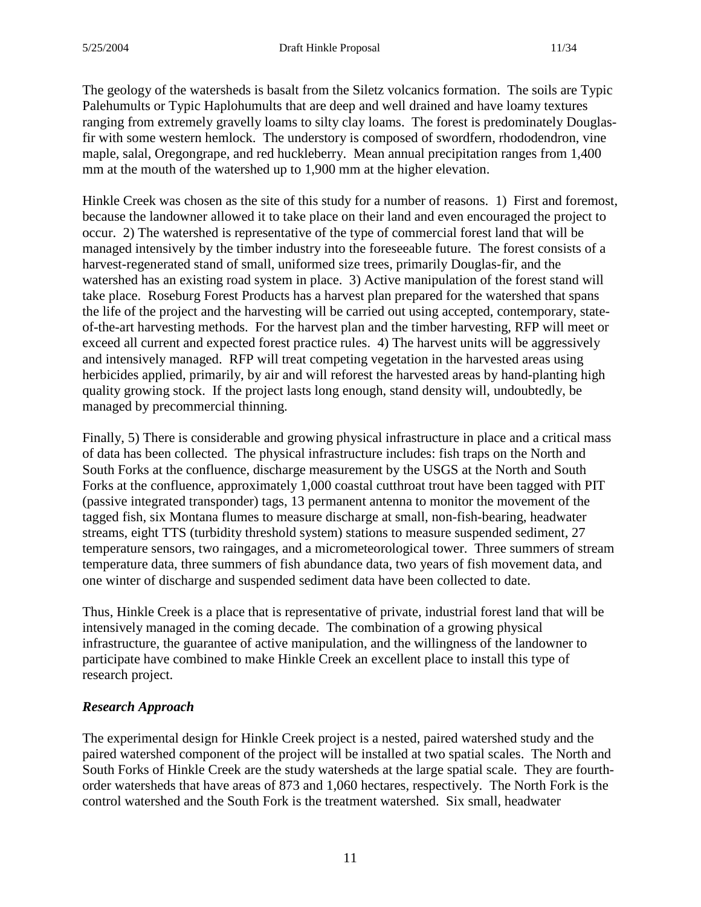The geology of the watersheds is basalt from the Siletz volcanics formation. The soils are Typic Palehumults or Typic Haplohumults that are deep and well drained and have loamy textures ranging from extremely gravelly loams to silty clay loams. The forest is predominately Douglas-fir with some western hemlock. The understory is composed of swordfern, rhododendron, vine maple, salal, Oregongrape, and red huckleberry. Mean annual precipitation ranges from 1,400 mm at the mouth of the watershed up to 1,900 mm at the higher elevation.

Hinkle Creek was chosen as the site of this study for a number of reasons. 1) First and foremost, because the landowner allowed it to take place on their land and even encouraged the project to occur. 2) The watershed is representative of the type of commercial forest land that will be managed intensively by the timber industry into the foreseeable future. The forest consists of a harvest-regenerated stand of small, uniformed size trees, primarily Douglas-fir, and the watershed has an existing road system in place. 3) Active manipulation of the forest stand will take place. Roseburg Forest Products has a harvest plan prepared for the watershed that spans the life of the project and the harvesting will be carried out using accepted, contemporary, state-of-the-art harvesting methods. For the harvest plan and the timber harvesting, RFP will meet or exceed all current and expected forest practice rules. 4) The harvest units will be aggressively and intensively managed. RFP will treat competing vegetation in the harvested areas using herbicides applied, primarily, by air and will reforest the harvested areas by hand-planting high quality growing stock. If the project lasts long enough, stand density will, undoubtedly, be managed by precommercial thinning.

Finally, 5) There is considerable and growing physical infrastructure in place and a critical mass of data has been collected. The physical infrastructure includes: fish traps on the North and South Forks at the confluence, discharge measurement by the USGS at the North and South Forks at the confluence, approximately 1,000 coastal cutthroat trout have been tagged with PIT (passive integrated transponder) tags, 13 permanent antenna to monitor the movement of the tagged fish, six Montana flumes to measure discharge at small, non-fish-bearing, headwater streams, eight TTS (turbidity threshold system) stations to measure suspended sediment, 27 temperature sensors, two raingages, and a micrometeorological tower. Three summers of stream temperature data, three summers of fish abundance data, two years of fish movement data, and one winter of discharge and suspended sediment data have been collected to date.

Thus, Hinkle Creek is a place that is representative of private, industrial forest land that will be intensively managed in the coming decade. The combination of a growing physical infrastructure, the guarantee of active manipulation, and the willingness of the landowner to participate have combined to make Hinkle Creek an excellent place to install this type of research project.

### *Research Approach*

The experimental design for Hinkle Creek project is a nested, paired watershed study and the paired watershed component of the project will be installed at two spatial scales. The North and South Forks of Hinkle Creek are the study watersheds at the large spatial scale. They are fourth-order watersheds that have areas of 873 and 1,060 hectares, respectively. The North Fork is the control watershed and the South Fork is the treatment watershed. Six small, headwater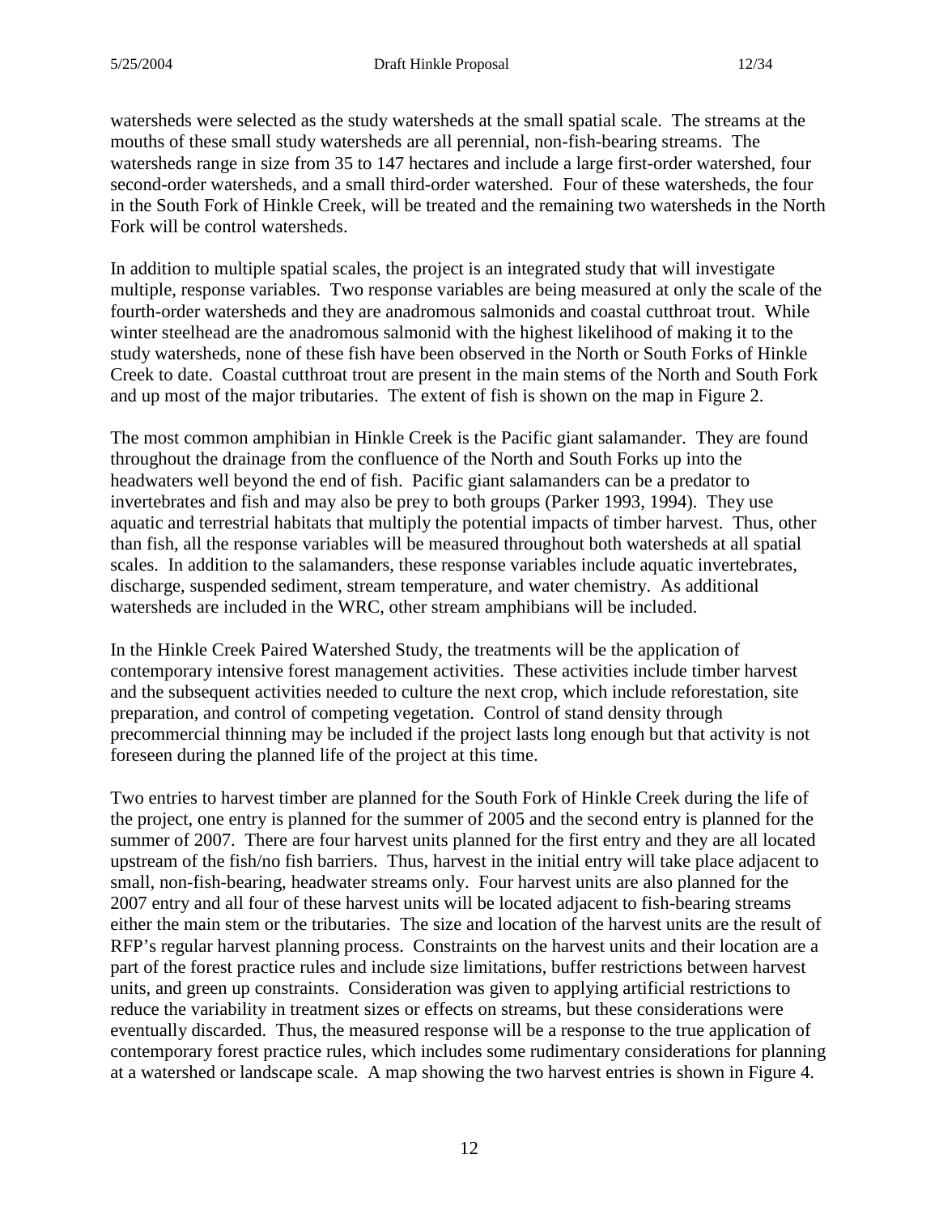watersheds were selected as the study watersheds at the small spatial scale. The streams at the mouths of these small study watersheds are all perennial, non-fish-bearing streams. The watersheds range in size from 35 to 147 hectares and include a large first-order watershed, four second-order watersheds, and a small third-order watershed. Four of these watersheds, the four in the South Fork of Hinkle Creek, will be treated and the remaining two watersheds in the North Fork will be control watersheds.

In addition to multiple spatial scales, the project is an integrated study that will investigate multiple, response variables. Two response variables are being measured at only the scale of the fourth-order watersheds and they are anadromous salmonids and coastal cutthroat trout. While winter steelhead are the anadromous salmonid with the highest likelihood of making it to the study watersheds, none of these fish have been observed in the North or South Forks of Hinkle Creek to date. Coastal cutthroat trout are present in the main stems of the North and South Fork and up most of the major tributaries. The extent of fish is shown on the map in Figure 2.

The most common amphibian in Hinkle Creek is the Pacific giant salamander. They are found throughout the drainage from the confluence of the North and South Forks up into the headwaters well beyond the end of fish. Pacific giant salamanders can be a predator to invertebrates and fish and may also be prey to both groups (Parker 1993, 1994). They use aquatic and terrestrial habitats that multiply the potential impacts of timber harvest. Thus, other than fish, all the response variables will be measured throughout both watersheds at all spatial scales. In addition to the salamanders, these response variables include aquatic invertebrates, discharge, suspended sediment, stream temperature, and water chemistry. As additional watersheds are included in the WRC, other stream amphibians will be included.

In the Hinkle Creek Paired Watershed Study, the treatments will be the application of contemporary intensive forest management activities. These activities include timber harvest and the subsequent activities needed to culture the next crop, which include reforestation, site preparation, and control of competing vegetation. Control of stand density through precommercial thinning may be included if the project lasts long enough but that activity is not foreseen during the planned life of the project at this time.

Two entries to harvest timber are planned for the South Fork of Hinkle Creek during the life of the project, one entry is planned for the summer of 2005 and the second entry is planned for the summer of 2007. There are four harvest units planned for the first entry and they are all located upstream of the fish/no fish barriers. Thus, harvest in the initial entry will take place adjacent to small, non-fish-bearing, headwater streams only. Four harvest units are also planned for the 2007 entry and all four of these harvest units will be located adjacent to fish-bearing streams either the main stem or the tributaries. The size and location of the harvest units are the result of RFP's regular harvest planning process. Constraints on the harvest units and their location are a part of the forest practice rules and include size limitations, buffer restrictions between harvest units, and green up constraints. Consideration was given to applying artificial restrictions to reduce the variability in treatment sizes or effects on streams, but these considerations were eventually discarded. Thus, the measured response will be a response to the true application of contemporary forest practice rules, which includes some rudimentary considerations for planning at a watershed or landscape scale. A map showing the two harvest entries is shown in Figure 4.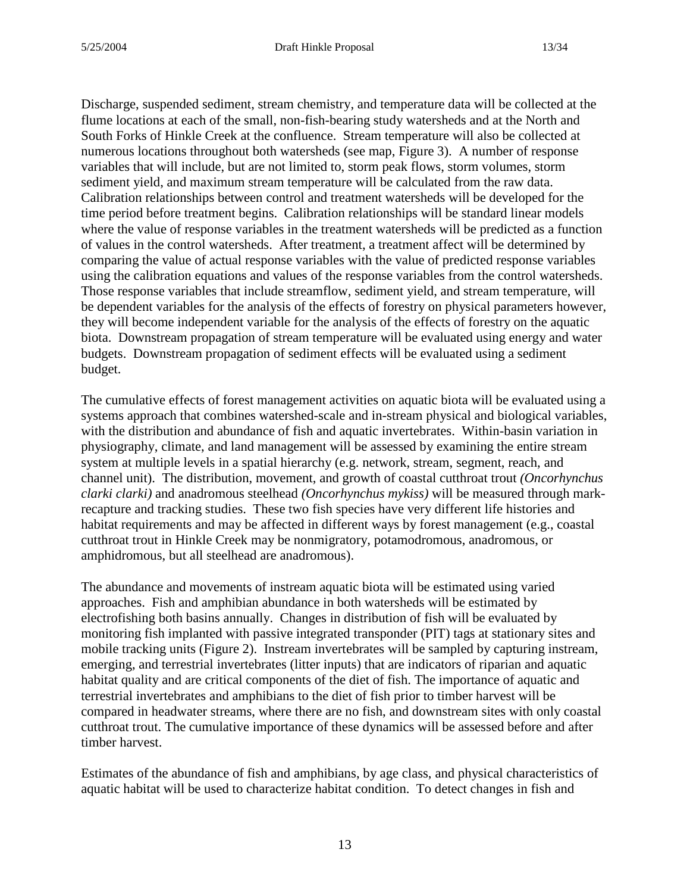Discharge, suspended sediment, stream chemistry, and temperature data will be collected at the flume locations at each of the small, non-fish-bearing study watersheds and at the North and South Forks of Hinkle Creek at the confluence. Stream temperature will also be collected at numerous locations throughout both watersheds (see map, Figure 3). A number of response variables that will include, but are not limited to, storm peak flows, storm volumes, storm sediment yield, and maximum stream temperature will be calculated from the raw data. Calibration relationships between control and treatment watersheds will be developed for the time period before treatment begins. Calibration relationships will be standard linear models where the value of response variables in the treatment watersheds will be predicted as a function of values in the control watersheds. After treatment, a treatment affect will be determined by comparing the value of actual response variables with the value of predicted response variables using the calibration equations and values of the response variables from the control watersheds. Those response variables that include streamflow, sediment yield, and stream temperature, will be dependent variables for the analysis of the effects of forestry on physical parameters however, they will become independent variable for the analysis of the effects of forestry on the aquatic biota. Downstream propagation of stream temperature will be evaluated using energy and water budgets. Downstream propagation of sediment effects will be evaluated using a sediment budget.

The cumulative effects of forest management activities on aquatic biota will be evaluated using a systems approach that combines watershed-scale and in-stream physical and biological variables, with the distribution and abundance of fish and aquatic invertebrates. Within-basin variation in physiography, climate, and land management will be assessed by examining the entire stream system at multiple levels in a spatial hierarchy (e.g. network, stream, segment, reach, and channel unit). The distribution, movement, and growth of coastal cutthroat trout *(Oncorhynchus clarki clarki)* and anadromous steelhead *(Oncorhynchus mykiss)* will be measured through mark-recapture and tracking studies. These two fish species have very different life histories and habitat requirements and may be affected in different ways by forest management (e.g., coastal cutthroat trout in Hinkle Creek may be nonmigratory, potamodromous, anadromous, or amphidromous, but all steelhead are anadromous).

The abundance and movements of instream aquatic biota will be estimated using varied approaches. Fish and amphibian abundance in both watersheds will be estimated by electrofishing both basins annually. Changes in distribution of fish will be evaluated by monitoring fish implanted with passive integrated transponder (PIT) tags at stationary sites and mobile tracking units (Figure 2). Instream invertebrates will be sampled by capturing instream, emerging, and terrestrial invertebrates (litter inputs) that are indicators of riparian and aquatic habitat quality and are critical components of the diet of fish. The importance of aquatic and terrestrial invertebrates and amphibians to the diet of fish prior to timber harvest will be compared in headwater streams, where there are no fish, and downstream sites with only coastal cutthroat trout. The cumulative importance of these dynamics will be assessed before and after timber harvest.

Estimates of the abundance of fish and amphibians, by age class, and physical characteristics of aquatic habitat will be used to characterize habitat condition. To detect changes in fish and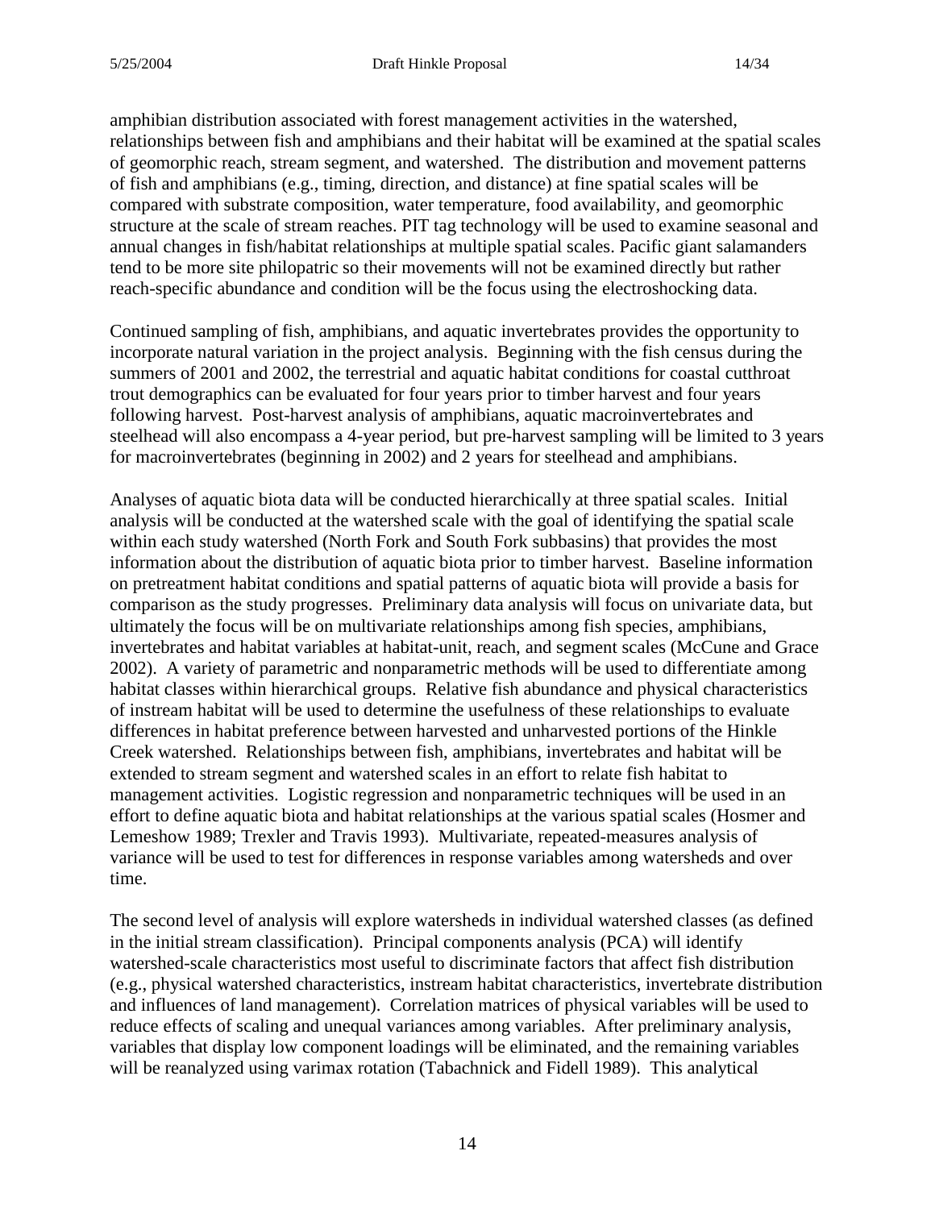amphibian distribution associated with forest management activities in the watershed, relationships between fish and amphibians and their habitat will be examined at the spatial scales of geomorphic reach, stream segment, and watershed. The distribution and movement patterns of fish and amphibians (e.g., timing, direction, and distance) at fine spatial scales will be compared with substrate composition, water temperature, food availability, and geomorphic structure at the scale of stream reaches. PIT tag technology will be used to examine seasonal and annual changes in fish/habitat relationships at multiple spatial scales. Pacific giant salamanders tend to be more site philopatric so their movements will not be examined directly but rather reach-specific abundance and condition will be the focus using the electroshocking data.

Continued sampling of fish, amphibians, and aquatic invertebrates provides the opportunity to incorporate natural variation in the project analysis. Beginning with the fish census during the summers of 2001 and 2002, the terrestrial and aquatic habitat conditions for coastal cutthroat trout demographics can be evaluated for four years prior to timber harvest and four years following harvest. Post-harvest analysis of amphibians, aquatic macroinvertebrates and steelhead will also encompass a 4-year period, but pre-harvest sampling will be limited to 3 years for macroinvertebrates (beginning in 2002) and 2 years for steelhead and amphibians.

Analyses of aquatic biota data will be conducted hierarchically at three spatial scales. Initial analysis will be conducted at the watershed scale with the goal of identifying the spatial scale within each study watershed (North Fork and South Fork subbasins) that provides the most information about the distribution of aquatic biota prior to timber harvest. Baseline information on pretreatment habitat conditions and spatial patterns of aquatic biota will provide a basis for comparison as the study progresses. Preliminary data analysis will focus on univariate data, but ultimately the focus will be on multivariate relationships among fish species, amphibians, invertebrates and habitat variables at habitat-unit, reach, and segment scales (McCune and Grace 2002). A variety of parametric and nonparametric methods will be used to differentiate among habitat classes within hierarchical groups. Relative fish abundance and physical characteristics of instream habitat will be used to determine the usefulness of these relationships to evaluate differences in habitat preference between harvested and unharvested portions of the Hinkle Creek watershed. Relationships between fish, amphibians, invertebrates and habitat will be extended to stream segment and watershed scales in an effort to relate fish habitat to management activities. Logistic regression and nonparametric techniques will be used in an effort to define aquatic biota and habitat relationships at the various spatial scales (Hosmer and Lemeshow 1989; Trexler and Travis 1993). Multivariate, repeated-measures analysis of variance will be used to test for differences in response variables among watersheds and over time.

The second level of analysis will explore watersheds in individual watershed classes (as defined in the initial stream classification). Principal components analysis (PCA) will identify watershed-scale characteristics most useful to discriminate factors that affect fish distribution (e.g., physical watershed characteristics, instream habitat characteristics, invertebrate distribution and influences of land management). Correlation matrices of physical variables will be used to reduce effects of scaling and unequal variances among variables. After preliminary analysis, variables that display low component loadings will be eliminated, and the remaining variables will be reanalyzed using varimax rotation (Tabachnick and Fidell 1989). This analytical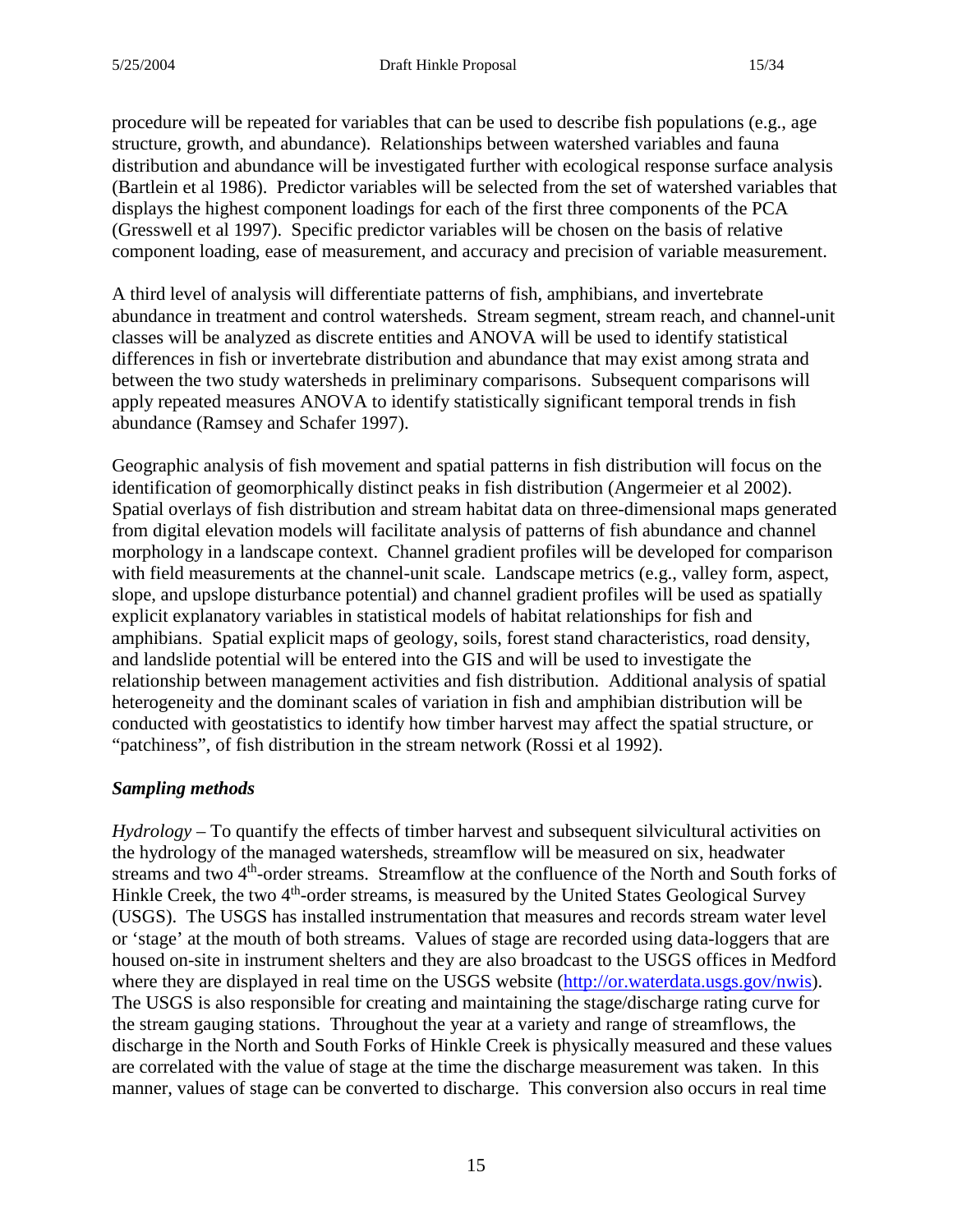procedure will be repeated for variables that can be used to describe fish populations (e.g., age structure, growth, and abundance). Relationships between watershed variables and fauna distribution and abundance will be investigated further with ecological response surface analysis (Bartlein et al 1986). Predictor variables will be selected from the set of watershed variables that displays the highest component loadings for each of the first three components of the PCA (Gresswell et al 1997). Specific predictor variables will be chosen on the basis of relative component loading, ease of measurement, and accuracy and precision of variable measurement.

A third level of analysis will differentiate patterns of fish, amphibians, and invertebrate abundance in treatment and control watersheds. Stream segment, stream reach, and channel-unit classes will be analyzed as discrete entities and ANOVA will be used to identify statistical differences in fish or invertebrate distribution and abundance that may exist among strata and between the two study watersheds in preliminary comparisons. Subsequent comparisons will apply repeated measures ANOVA to identify statistically significant temporal trends in fish abundance (Ramsey and Schafer 1997).

Geographic analysis of fish movement and spatial patterns in fish distribution will focus on the identification of geomorphically distinct peaks in fish distribution (Angermeier et al 2002). Spatial overlays of fish distribution and stream habitat data on three-dimensional maps generated from digital elevation models will facilitate analysis of patterns of fish abundance and channel morphology in a landscape context. Channel gradient profiles will be developed for comparison with field measurements at the channel-unit scale. Landscape metrics (e.g., valley form, aspect, slope, and upslope disturbance potential) and channel gradient profiles will be used as spatially explicit explanatory variables in statistical models of habitat relationships for fish and amphibians. Spatial explicit maps of geology, soils, forest stand characteristics, road density, and landslide potential will be entered into the GIS and will be used to investigate the relationship between management activities and fish distribution. Additional analysis of spatial heterogeneity and the dominant scales of variation in fish and amphibian distribution will be conducted with geostatistics to identify how timber harvest may affect the spatial structure, or "patchiness", of fish distribution in the stream network (Rossi et al 1992).

### *Sampling methods*

*Hydrology* – To quantify the effects of timber harvest and subsequent silvicultural activities on the hydrology of the managed watersheds, streamflow will be measured on six, headwater streams and two 4th-order streams. Streamflow at the confluence of the North and South forks of Hinkle Creek, the two 4th-order streams, is measured by the United States Geological Survey (USGS). The USGS has installed instrumentation that measures and records stream water level or 'stage' at the mouth of both streams. Values of stage are recorded using data-loggers that are housed on-site in instrument shelters and they are also broadcast to the USGS offices in Medford where they are displayed in real time on the USGS website (http://or.waterdata.usgs.gov/nwis). The USGS is also responsible for creating and maintaining the stage/discharge rating curve for the stream gauging stations. Throughout the year at a variety and range of streamflows, the discharge in the North and South Forks of Hinkle Creek is physically measured and these values are correlated with the value of stage at the time the discharge measurement was taken. In this manner, values of stage can be converted to discharge. This conversion also occurs in real time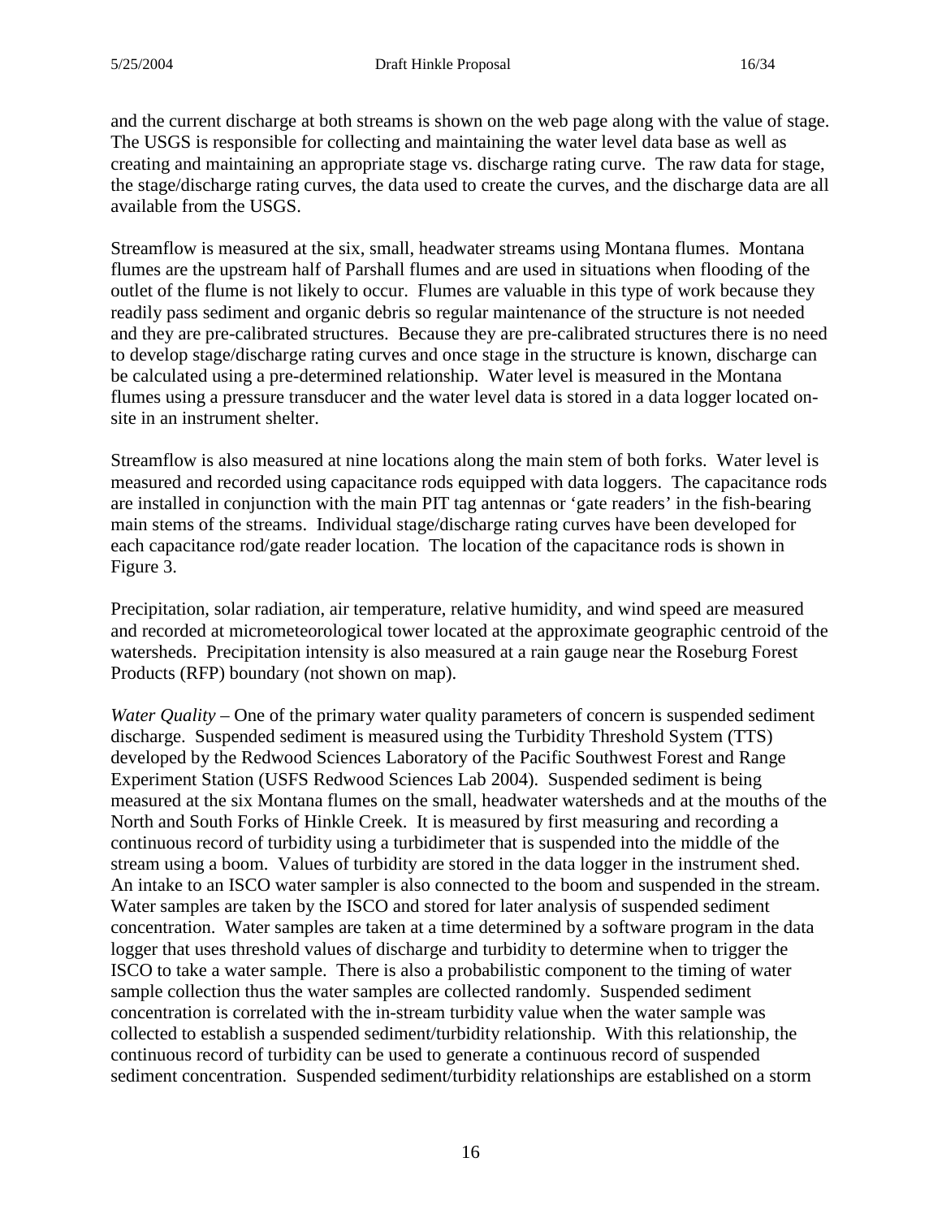and the current discharge at both streams is shown on the web page along with the value of stage. The USGS is responsible for collecting and maintaining the water level data base as well as creating and maintaining an appropriate stage vs. discharge rating curve. The raw data for stage, the stage/discharge rating curves, the data used to create the curves, and the discharge data are all available from the USGS.

Streamflow is measured at the six, small, headwater streams using Montana flumes. Montana flumes are the upstream half of Parshall flumes and are used in situations when flooding of the outlet of the flume is not likely to occur. Flumes are valuable in this type of work because they readily pass sediment and organic debris so regular maintenance of the structure is not needed and they are pre-calibrated structures. Because they are pre-calibrated structures there is no need to develop stage/discharge rating curves and once stage in the structure is known, discharge can be calculated using a pre-determined relationship. Water level is measured in the Montana flumes using a pressure transducer and the water level data is stored in a data logger located on-site in an instrument shelter.

Streamflow is also measured at nine locations along the main stem of both forks. Water level is measured and recorded using capacitance rods equipped with data loggers. The capacitance rods are installed in conjunction with the main PIT tag antennas or 'gate readers' in the fish-bearing main stems of the streams. Individual stage/discharge rating curves have been developed for each capacitance rod/gate reader location. The location of the capacitance rods is shown in Figure 3.

Precipitation, solar radiation, air temperature, relative humidity, and wind speed are measured and recorded at micrometeorological tower located at the approximate geographic centroid of the watersheds. Precipitation intensity is also measured at a rain gauge near the Roseburg Forest Products (RFP) boundary (not shown on map).

*Water Quality* – One of the primary water quality parameters of concern is suspended sediment discharge. Suspended sediment is measured using the Turbidity Threshold System (TTS) developed by the Redwood Sciences Laboratory of the Pacific Southwest Forest and Range Experiment Station (USFS Redwood Sciences Lab 2004). Suspended sediment is being measured at the six Montana flumes on the small, headwater watersheds and at the mouths of the North and South Forks of Hinkle Creek. It is measured by first measuring and recording a continuous record of turbidity using a turbidimeter that is suspended into the middle of the stream using a boom. Values of turbidity are stored in the data logger in the instrument shed. An intake to an ISCO water sampler is also connected to the boom and suspended in the stream. Water samples are taken by the ISCO and stored for later analysis of suspended sediment concentration. Water samples are taken at a time determined by a software program in the data logger that uses threshold values of discharge and turbidity to determine when to trigger the ISCO to take a water sample. There is also a probabilistic component to the timing of water sample collection thus the water samples are collected randomly. Suspended sediment concentration is correlated with the in-stream turbidity value when the water sample was collected to establish a suspended sediment/turbidity relationship. With this relationship, the continuous record of turbidity can be used to generate a continuous record of suspended sediment concentration. Suspended sediment/turbidity relationships are established on a storm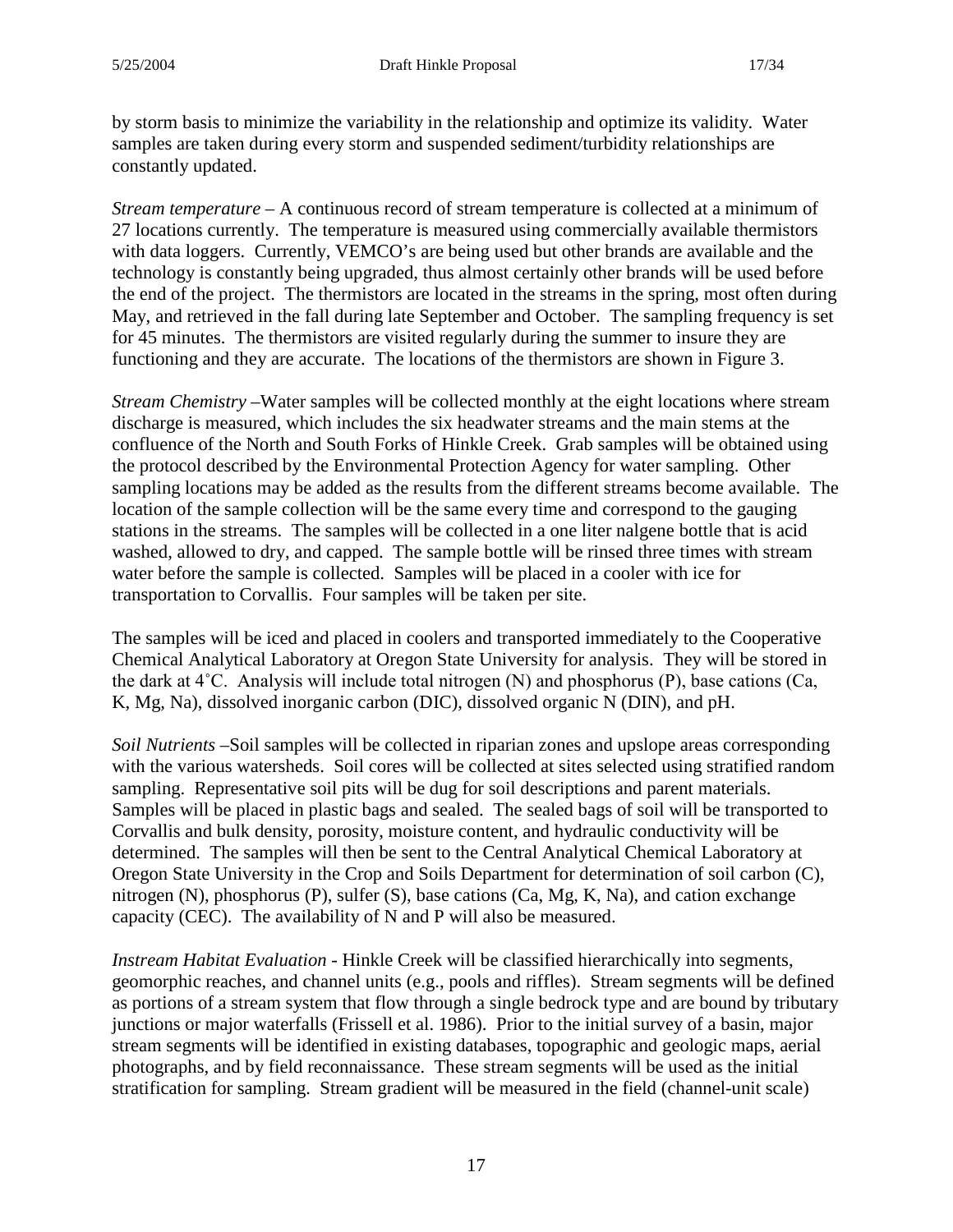by storm basis to minimize the variability in the relationship and optimize its validity. Water samples are taken during every storm and suspended sediment/turbidity relationships are constantly updated.

*Stream temperature* – A continuous record of stream temperature is collected at a minimum of 27 locations currently. The temperature is measured using commercially available thermistors with data loggers. Currently, VEMCO's are being used but other brands are available and the technology is constantly being upgraded, thus almost certainly other brands will be used before the end of the project. The thermistors are located in the streams in the spring, most often during May, and retrieved in the fall during late September and October. The sampling frequency is set for 45 minutes. The thermistors are visited regularly during the summer to insure they are functioning and they are accurate. The locations of the thermistors are shown in Figure 3.

*Stream Chemistry* –Water samples will be collected monthly at the eight locations where stream discharge is measured, which includes the six headwater streams and the main stems at the confluence of the North and South Forks of Hinkle Creek. Grab samples will be obtained using the protocol described by the Environmental Protection Agency for water sampling. Other sampling locations may be added as the results from the different streams become available. The location of the sample collection will be the same every time and correspond to the gauging stations in the streams. The samples will be collected in a one liter nalgene bottle that is acid washed, allowed to dry, and capped. The sample bottle will be rinsed three times with stream water before the sample is collected. Samples will be placed in a cooler with ice for transportation to Corvallis. Four samples will be taken per site.

The samples will be iced and placed in coolers and transported immediately to the Cooperative Chemical Analytical Laboratory at Oregon State University for analysis. They will be stored in the dark at 4˚C. Analysis will include total nitrogen (N) and phosphorus (P), base cations (Ca, K, Mg, Na), dissolved inorganic carbon (DIC), dissolved organic N (DIN), and pH.

*Soil Nutrients* –Soil samples will be collected in riparian zones and upslope areas corresponding with the various watersheds. Soil cores will be collected at sites selected using stratified random sampling. Representative soil pits will be dug for soil descriptions and parent materials. Samples will be placed in plastic bags and sealed. The sealed bags of soil will be transported to Corvallis and bulk density, porosity, moisture content, and hydraulic conductivity will be determined. The samples will then be sent to the Central Analytical Chemical Laboratory at Oregon State University in the Crop and Soils Department for determination of soil carbon (C), nitrogen (N), phosphorus (P), sulfer (S), base cations (Ca, Mg, K, Na), and cation exchange capacity (CEC). The availability of N and P will also be measured.

*Instream Habitat Evaluation* - Hinkle Creek will be classified hierarchically into segments, geomorphic reaches, and channel units (e.g., pools and riffles). Stream segments will be defined as portions of a stream system that flow through a single bedrock type and are bound by tributary junctions or major waterfalls (Frissell et al. 1986). Prior to the initial survey of a basin, major stream segments will be identified in existing databases, topographic and geologic maps, aerial photographs, and by field reconnaissance. These stream segments will be used as the initial stratification for sampling. Stream gradient will be measured in the field (channel-unit scale)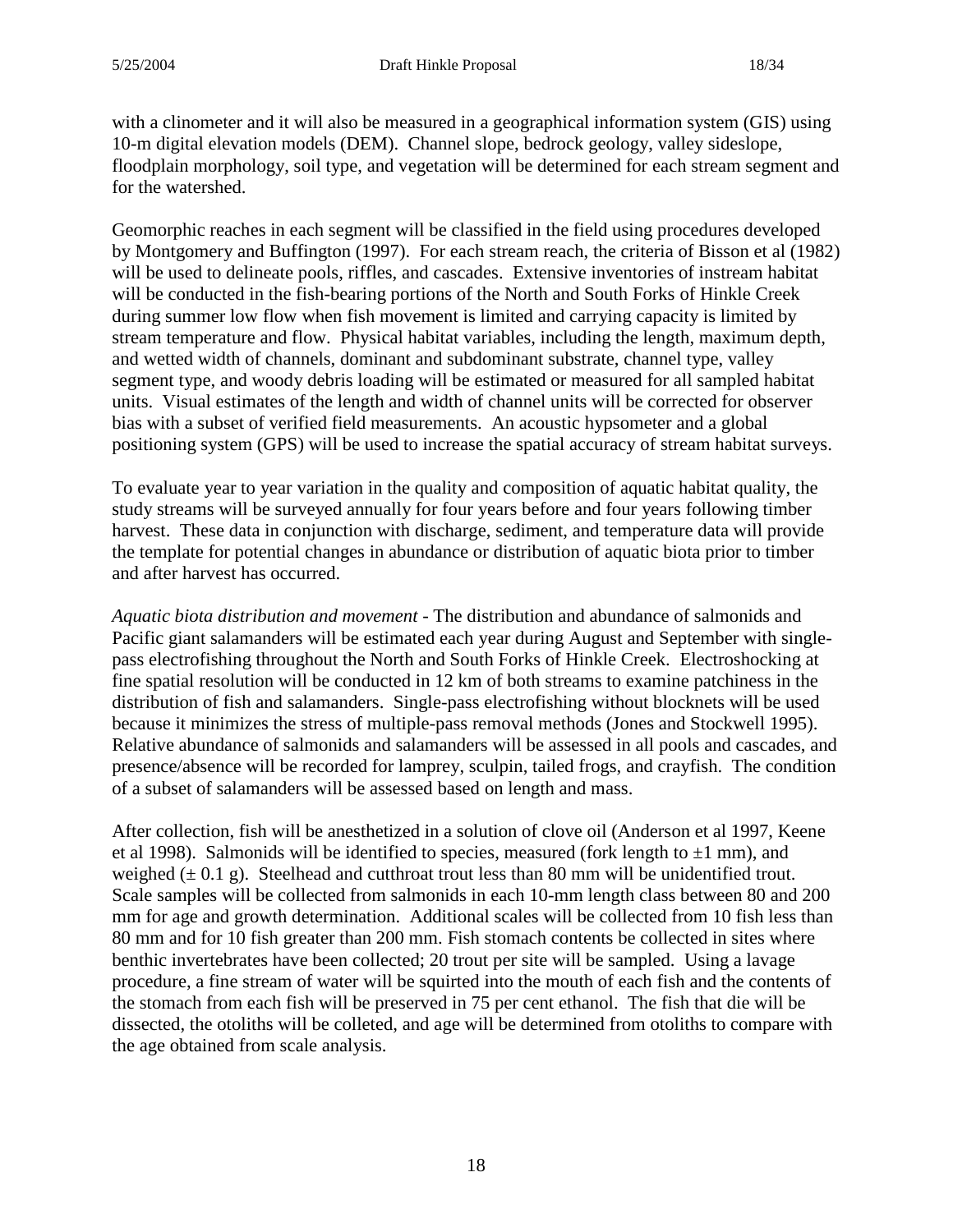with a clinometer and it will also be measured in a geographical information system (GIS) using 10-m digital elevation models (DEM). Channel slope, bedrock geology, valley sideslope, floodplain morphology, soil type, and vegetation will be determined for each stream segment and for the watershed.

Geomorphic reaches in each segment will be classified in the field using procedures developed by Montgomery and Buffington (1997). For each stream reach, the criteria of Bisson et al (1982) will be used to delineate pools, riffles, and cascades. Extensive inventories of instream habitat will be conducted in the fish-bearing portions of the North and South Forks of Hinkle Creek during summer low flow when fish movement is limited and carrying capacity is limited by stream temperature and flow. Physical habitat variables, including the length, maximum depth, and wetted width of channels, dominant and subdominant substrate, channel type, valley segment type, and woody debris loading will be estimated or measured for all sampled habitat units. Visual estimates of the length and width of channel units will be corrected for observer bias with a subset of verified field measurements. An acoustic hypsometer and a global positioning system (GPS) will be used to increase the spatial accuracy of stream habitat surveys.

To evaluate year to year variation in the quality and composition of aquatic habitat quality, the study streams will be surveyed annually for four years before and four years following timber harvest. These data in conjunction with discharge, sediment, and temperature data will provide the template for potential changes in abundance or distribution of aquatic biota prior to timber and after harvest has occurred.

*Aquatic biota distribution and movement* - The distribution and abundance of salmonids and Pacific giant salamanders will be estimated each year during August and September with single-pass electrofishing throughout the North and South Forks of Hinkle Creek. Electroshocking at fine spatial resolution will be conducted in 12 km of both streams to examine patchiness in the distribution of fish and salamanders. Single-pass electrofishing without blocknets will be used because it minimizes the stress of multiple-pass removal methods (Jones and Stockwell 1995). Relative abundance of salmonids and salamanders will be assessed in all pools and cascades, and presence/absence will be recorded for lamprey, sculpin, tailed frogs, and crayfish. The condition of a subset of salamanders will be assessed based on length and mass.

After collection, fish will be anesthetized in a solution of clove oil (Anderson et al 1997, Keene et al 1998). Salmonids will be identified to species, measured (fork length to ±1 mm), and weighed (± 0.1 g). Steelhead and cutthroat trout less than 80 mm will be unidentified trout. Scale samples will be collected from salmonids in each 10-mm length class between 80 and 200 mm for age and growth determination. Additional scales will be collected from 10 fish less than 80 mm and for 10 fish greater than 200 mm. Fish stomach contents be collected in sites where benthic invertebrates have been collected; 20 trout per site will be sampled. Using a lavage procedure, a fine stream of water will be squirted into the mouth of each fish and the contents of the stomach from each fish will be preserved in 75 per cent ethanol. The fish that die will be dissected, the otoliths will be colleted, and age will be determined from otoliths to compare with the age obtained from scale analysis.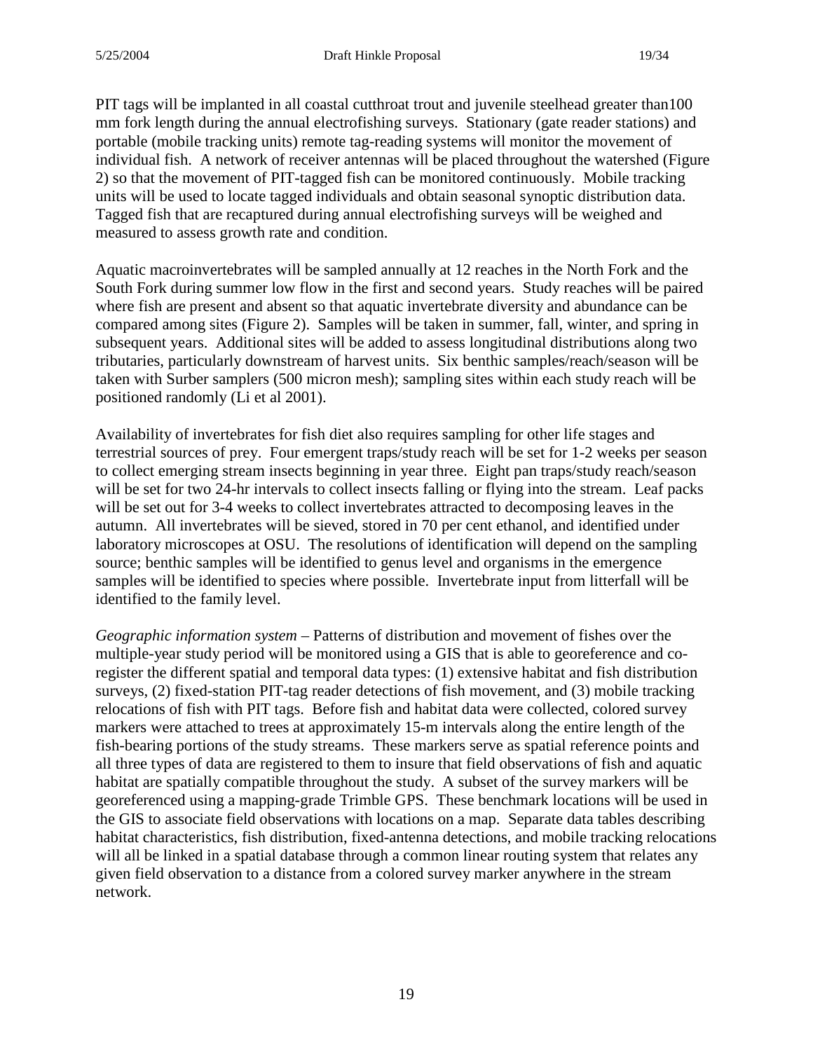PIT tags will be implanted in all coastal cutthroat trout and juvenile steelhead greater than100 mm fork length during the annual electrofishing surveys. Stationary (gate reader stations) and portable (mobile tracking units) remote tag-reading systems will monitor the movement of individual fish. A network of receiver antennas will be placed throughout the watershed (Figure 2) so that the movement of PIT-tagged fish can be monitored continuously. Mobile tracking units will be used to locate tagged individuals and obtain seasonal synoptic distribution data. Tagged fish that are recaptured during annual electrofishing surveys will be weighed and measured to assess growth rate and condition.

Aquatic macroinvertebrates will be sampled annually at 12 reaches in the North Fork and the South Fork during summer low flow in the first and second years. Study reaches will be paired where fish are present and absent so that aquatic invertebrate diversity and abundance can be compared among sites (Figure 2). Samples will be taken in summer, fall, winter, and spring in subsequent years. Additional sites will be added to assess longitudinal distributions along two tributaries, particularly downstream of harvest units. Six benthic samples/reach/season will be taken with Surber samplers (500 micron mesh); sampling sites within each study reach will be positioned randomly (Li et al 2001).

Availability of invertebrates for fish diet also requires sampling for other life stages and terrestrial sources of prey. Four emergent traps/study reach will be set for 1-2 weeks per season to collect emerging stream insects beginning in year three. Eight pan traps/study reach/season will be set for two 24-hr intervals to collect insects falling or flying into the stream. Leaf packs will be set out for 3-4 weeks to collect invertebrates attracted to decomposing leaves in the autumn. All invertebrates will be sieved, stored in 70 per cent ethanol, and identified under laboratory microscopes at OSU. The resolutions of identification will depend on the sampling source; benthic samples will be identified to genus level and organisms in the emergence samples will be identified to species where possible. Invertebrate input from litterfall will be identified to the family level.

*Geographic information system* – Patterns of distribution and movement of fishes over the multiple-year study period will be monitored using a GIS that is able to georeference and co-register the different spatial and temporal data types: (1) extensive habitat and fish distribution surveys, (2) fixed-station PIT-tag reader detections of fish movement, and (3) mobile tracking relocations of fish with PIT tags. Before fish and habitat data were collected, colored survey markers were attached to trees at approximately 15-m intervals along the entire length of the fish-bearing portions of the study streams. These markers serve as spatial reference points and all three types of data are registered to them to insure that field observations of fish and aquatic habitat are spatially compatible throughout the study. A subset of the survey markers will be georeferenced using a mapping-grade Trimble GPS. These benchmark locations will be used in the GIS to associate field observations with locations on a map. Separate data tables describing habitat characteristics, fish distribution, fixed-antenna detections, and mobile tracking relocations will all be linked in a spatial database through a common linear routing system that relates any given field observation to a distance from a colored survey marker anywhere in the stream network.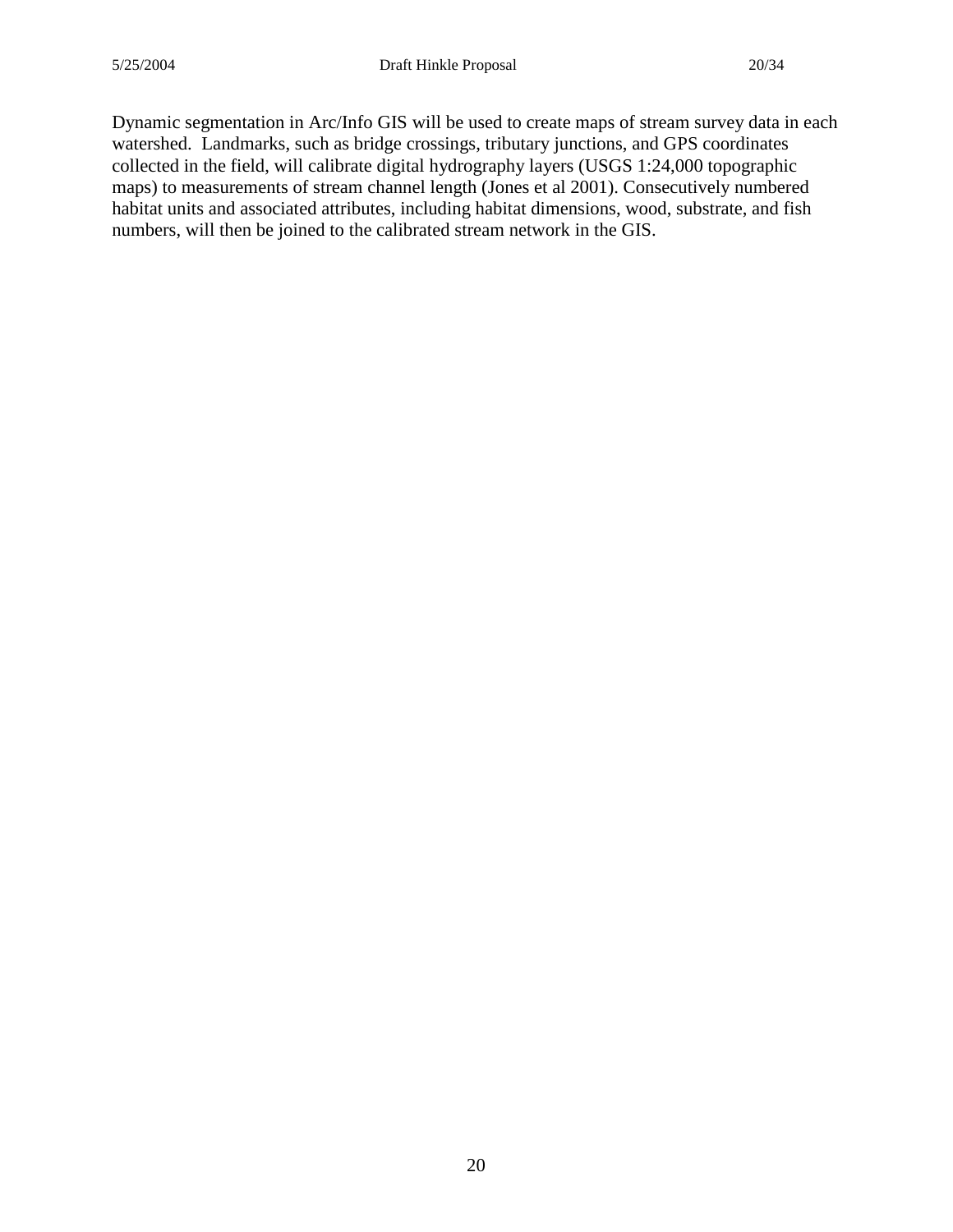Dynamic segmentation in Arc/Info GIS will be used to create maps of stream survey data in each watershed. Landmarks, such as bridge crossings, tributary junctions, and GPS coordinates collected in the field, will calibrate digital hydrography layers (USGS 1:24,000 topographic maps) to measurements of stream channel length (Jones et al 2001). Consecutively numbered habitat units and associated attributes, including habitat dimensions, wood, substrate, and fish numbers, will then be joined to the calibrated stream network in the GIS.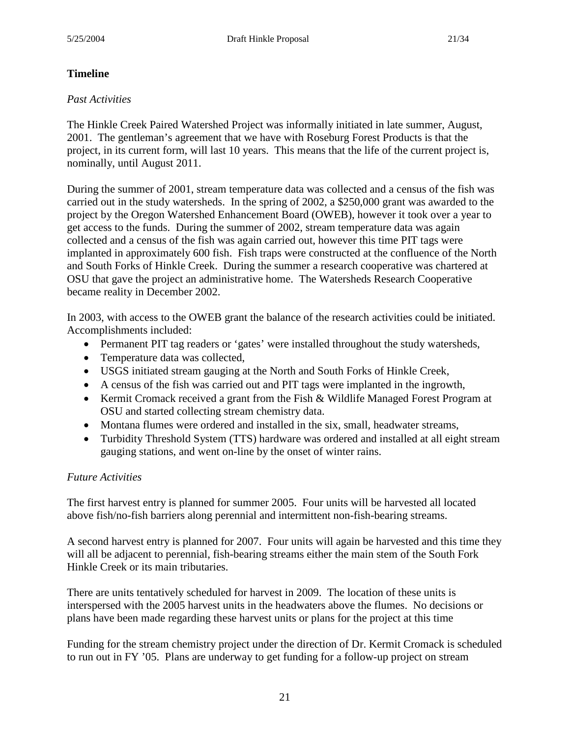## Timeline

*Past Activities*

The Hinkle Creek Paired Watershed Project was informally initiated in late summer, August, 2001. The gentleman's agreement that we have with Roseburg Forest Products is that the project, in its current form, will last 10 years. This means that the life of the current project is, nominally, until August 2011.

During the summer of 2001, stream temperature data was collected and a census of the fish was carried out in the study watersheds. In the spring of 2002, a $250,000 grant was awarded to the project by the Oregon Watershed Enhancement Board (OWEB), however it took over a year to get access to the funds. During the summer of 2002, stream temperature data was again collected and a census of the fish was again carried out, however this time PIT tags were implanted in approximately 600 fish. Fish traps were constructed at the confluence of the North and South Forks of Hinkle Creek. During the summer a research cooperative was chartered at OSU that gave the project an administrative home. The Watersheds Research Cooperative became reality in December 2002.

In 2003, with access to the OWEB grant the balance of the research activities could be initiated. Accomplishments included:

- Permanent PIT tag readers or 'gates' were installed throughout the study watersheds,
- Temperature data was collected,
- USGS initiated stream gauging at the North and South Forks of Hinkle Creek,
- A census of the fish was carried out and PIT tags were implanted in the ingrowth,
- Kermit Cromack received a grant from the Fish & Wildlife Managed Forest Program at OSU and started collecting stream chemistry data.
- Montana flumes were ordered and installed in the six, small, headwater streams,
- Turbidity Threshold System (TTS) hardware was ordered and installed at all eight stream gauging stations, and went on-line by the onset of winter rains.

*Future Activities*

The first harvest entry is planned for summer 2005. Four units will be harvested all located above fish/no-fish barriers along perennial and intermittent non-fish-bearing streams.

A second harvest entry is planned for 2007. Four units will again be harvested and this time they will all be adjacent to perennial, fish-bearing streams either the main stem of the South Fork Hinkle Creek or its main tributaries.

There are units tentatively scheduled for harvest in 2009. The location of these units is interspersed with the 2005 harvest units in the headwaters above the flumes. No decisions or plans have been made regarding these harvest units or plans for the project at this time

Funding for the stream chemistry project under the direction of Dr. Kermit Cromack is scheduled to run out in FY '05. Plans are underway to get funding for a follow-up project on stream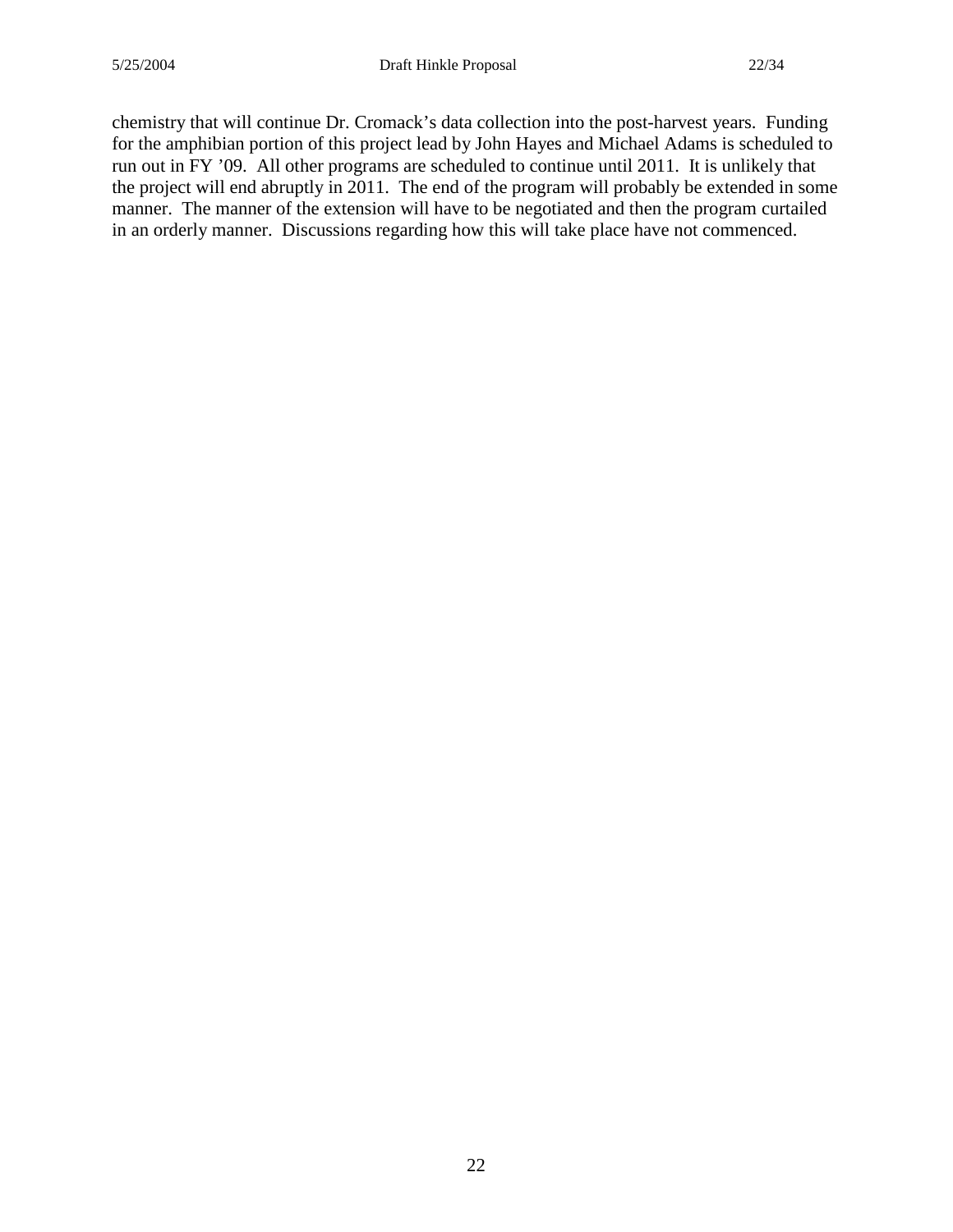chemistry that will continue Dr. Cromack's data collection into the post-harvest years. Funding for the amphibian portion of this project lead by John Hayes and Michael Adams is scheduled to run out in FY '09. All other programs are scheduled to continue until 2011. It is unlikely that the project will end abruptly in 2011. The end of the program will probably be extended in some manner. The manner of the extension will have to be negotiated and then the program curtailed in an orderly manner. Discussions regarding how this will take place have not commenced.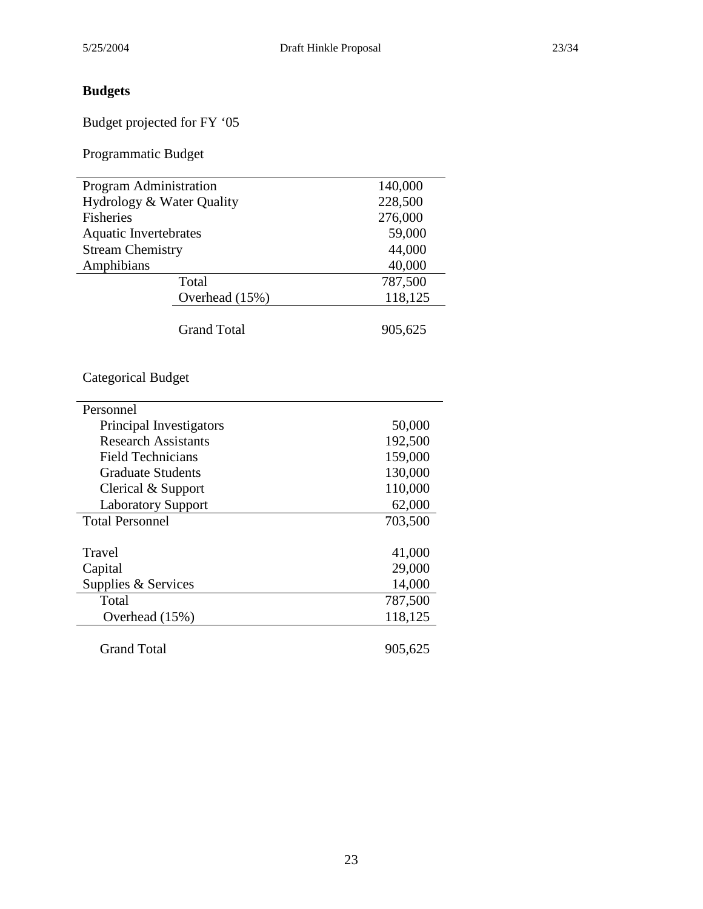## Budgets

Budget projected for FY '05

Programmatic Budget

| | |
|---|---|
| Program Administration | 140,000 |
| Hydrology & Water Quality | 228,500 |
| Fisheries | 276,000 |
| Aquatic Invertebrates | 59,000 |
| Stream Chemistry | 44,000 |
| Amphibians | 40,000 |
| Total | 787,500 |
| Overhead (15%) | 118,125 |
| Grand Total | 905,625 |

Categorical Budget

| | |
|---|---|
| Personnel | |
| Principal Investigators | 50,000 |
| Research Assistants | 192,500 |
| Field Technicians | 159,000 |
| Graduate Students | 130,000 |
| Clerical & Support | 110,000 |
| Laboratory Support | 62,000 |
| Total Personnel | 703,500 |
| Travel | 41,000 |
| Capital | 29,000 |
| Supplies & Services | 14,000 |
| Total | 787,500 |
| Overhead (15%) | 118,125 |
| Grand Total | 905,625 |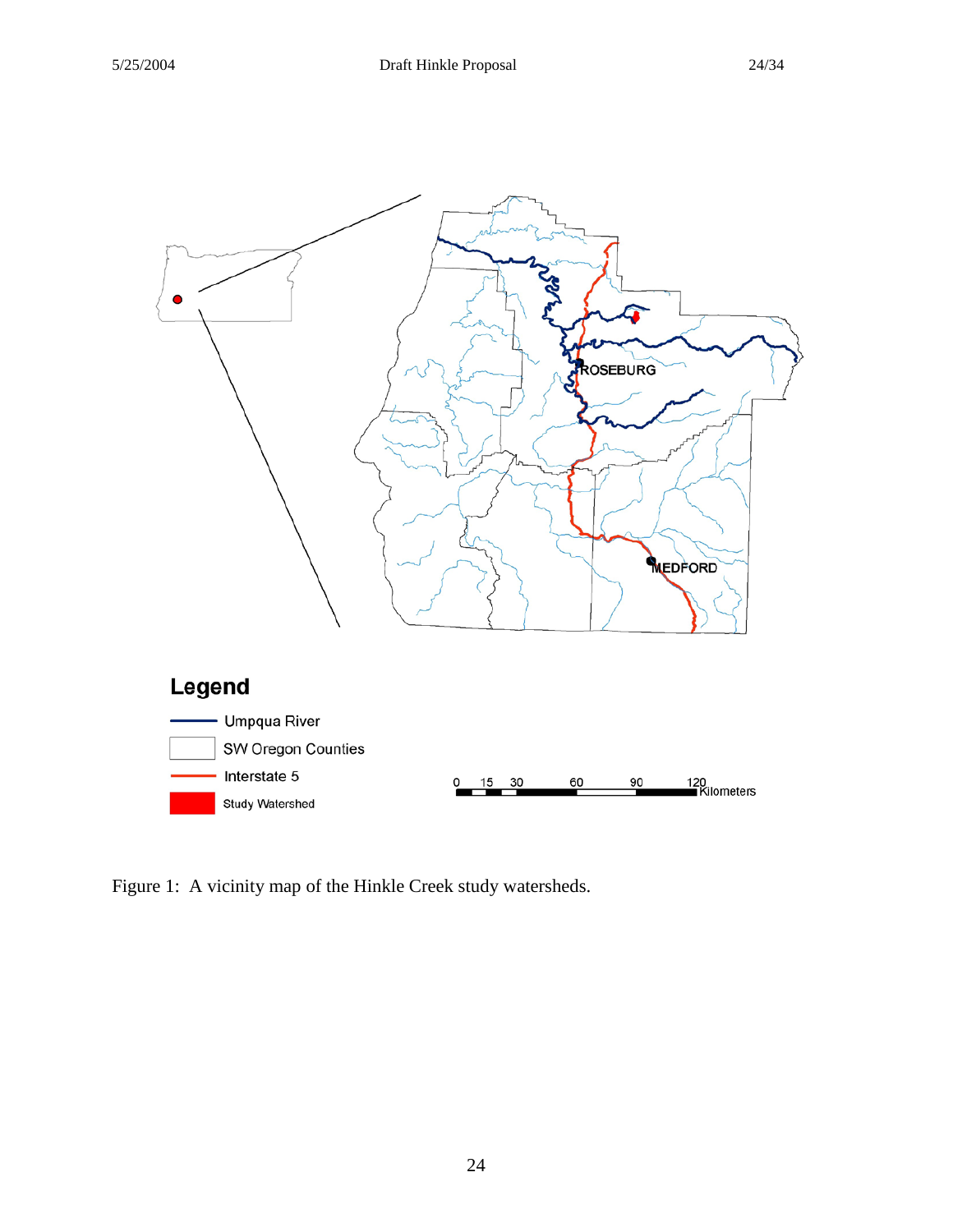Figure 1: A vicinity map of the Hinkle Creek study watersheds.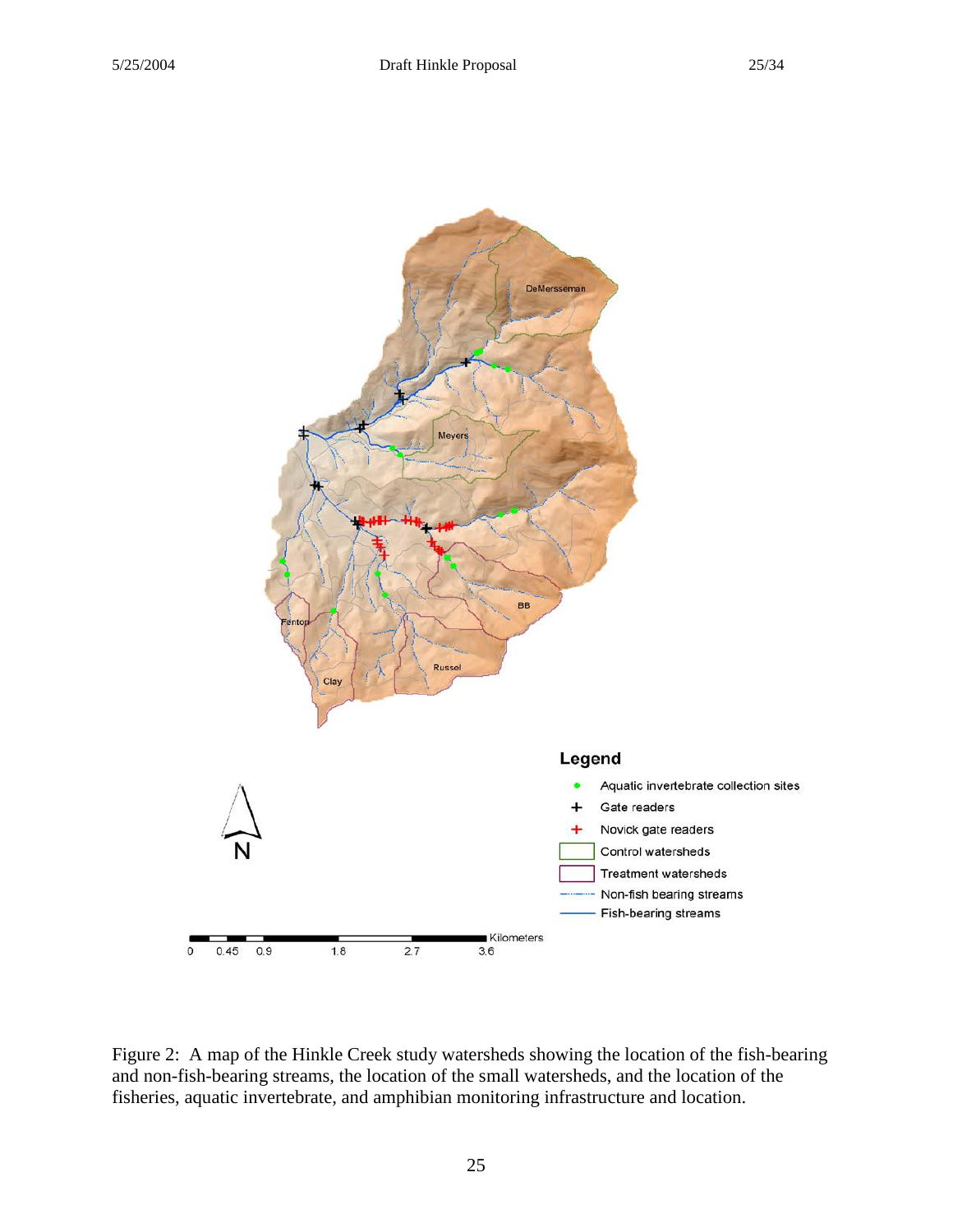Figure 2: A map of the Hinkle Creek study watersheds showing the location of the fish-bearing and non-fish-bearing streams, the location of the small watersheds, and the location of the fisheries, aquatic invertebrate, and amphibian monitoring infrastructure and location.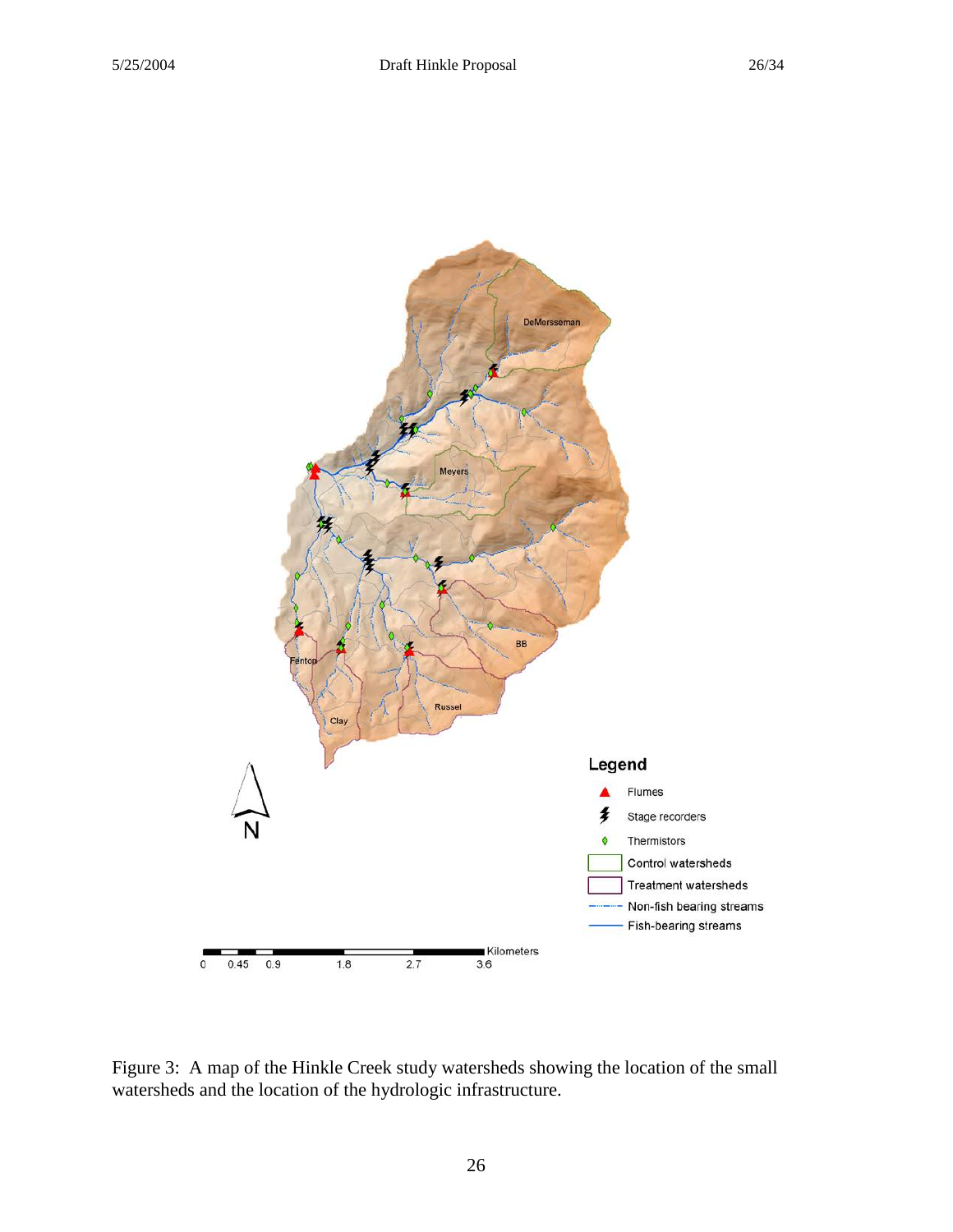Figure 3: A map of the Hinkle Creek study watersheds showing the location of the small watersheds and the location of the hydrologic infrastructure.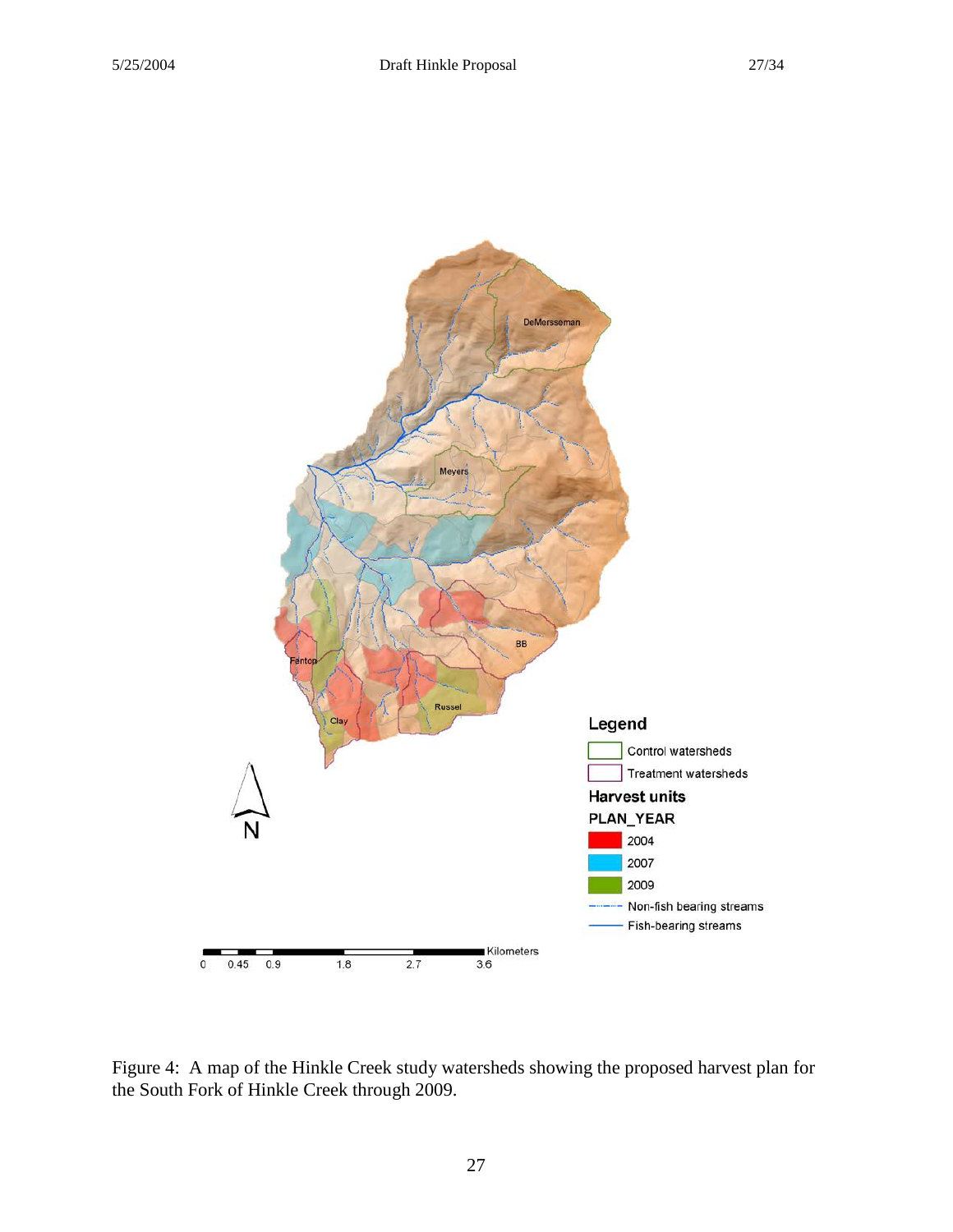Figure 4: A map of the Hinkle Creek study watersheds showing the proposed harvest plan for the South Fork of Hinkle Creek through 2009.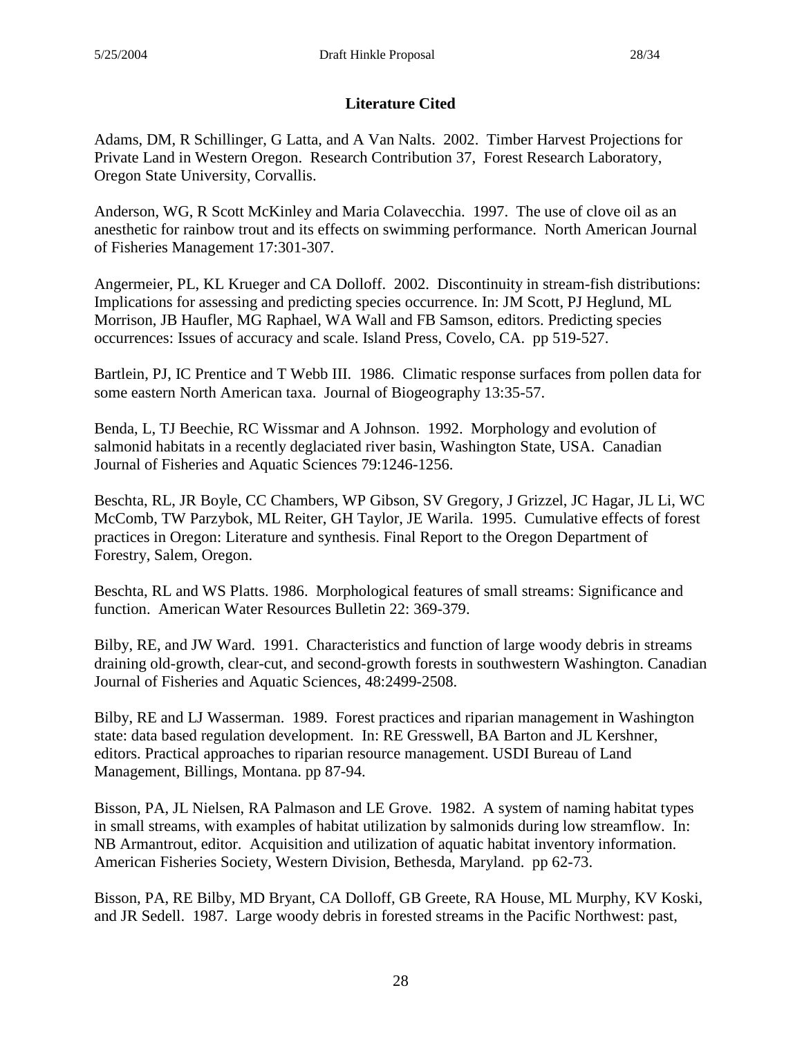## Literature Cited

Adams, DM, R Schillinger, G Latta, and A Van Nalts. 2002. Timber Harvest Projections for Private Land in Western Oregon. Research Contribution 37, Forest Research Laboratory, Oregon State University, Corvallis.

Anderson, WG, R Scott McKinley and Maria Colavecchia. 1997. The use of clove oil as an anesthetic for rainbow trout and its effects on swimming performance. North American Journal of Fisheries Management 17:301-307.

Angermeier, PL, KL Krueger and CA Dolloff. 2002. Discontinuity in stream-fish distributions: Implications for assessing and predicting species occurrence. In: JM Scott, PJ Heglund, ML Morrison, JB Haufler, MG Raphael, WA Wall and FB Samson, editors. Predicting species occurrences: Issues of accuracy and scale. Island Press, Covelo, CA. pp 519-527.

Bartlein, PJ, IC Prentice and T Webb III. 1986. Climatic response surfaces from pollen data for some eastern North American taxa. Journal of Biogeography 13:35-57.

Benda, L, TJ Beechie, RC Wissmar and A Johnson. 1992. Morphology and evolution of salmonid habitats in a recently deglaciated river basin, Washington State, USA. Canadian Journal of Fisheries and Aquatic Sciences 79:1246-1256.

Beschta, RL, JR Boyle, CC Chambers, WP Gibson, SV Gregory, J Grizzel, JC Hagar, JL Li, WC McComb, TW Parzybok, ML Reiter, GH Taylor, JE Warila. 1995. Cumulative effects of forest practices in Oregon: Literature and synthesis. Final Report to the Oregon Department of Forestry, Salem, Oregon.

Beschta, RL and WS Platts. 1986. Morphological features of small streams: Significance and function. American Water Resources Bulletin 22: 369-379.

Bilby, RE, and JW Ward. 1991. Characteristics and function of large woody debris in streams draining old-growth, clear-cut, and second-growth forests in southwestern Washington. Canadian Journal of Fisheries and Aquatic Sciences, 48:2499-2508.

Bilby, RE and LJ Wasserman. 1989. Forest practices and riparian management in Washington state: data based regulation development. In: RE Gresswell, BA Barton and JL Kershner, editors. Practical approaches to riparian resource management. USDI Bureau of Land Management, Billings, Montana. pp 87-94.

Bisson, PA, JL Nielsen, RA Palmason and LE Grove. 1982. A system of naming habitat types in small streams, with examples of habitat utilization by salmonids during low streamflow. In: NB Armantrout, editor. Acquisition and utilization of aquatic habitat inventory information. American Fisheries Society, Western Division, Bethesda, Maryland. pp 62-73.

Bisson, PA, RE Bilby, MD Bryant, CA Dolloff, GB Greete, RA House, ML Murphy, KV Koski, and JR Sedell. 1987. Large woody debris in forested streams in the Pacific Northwest: past,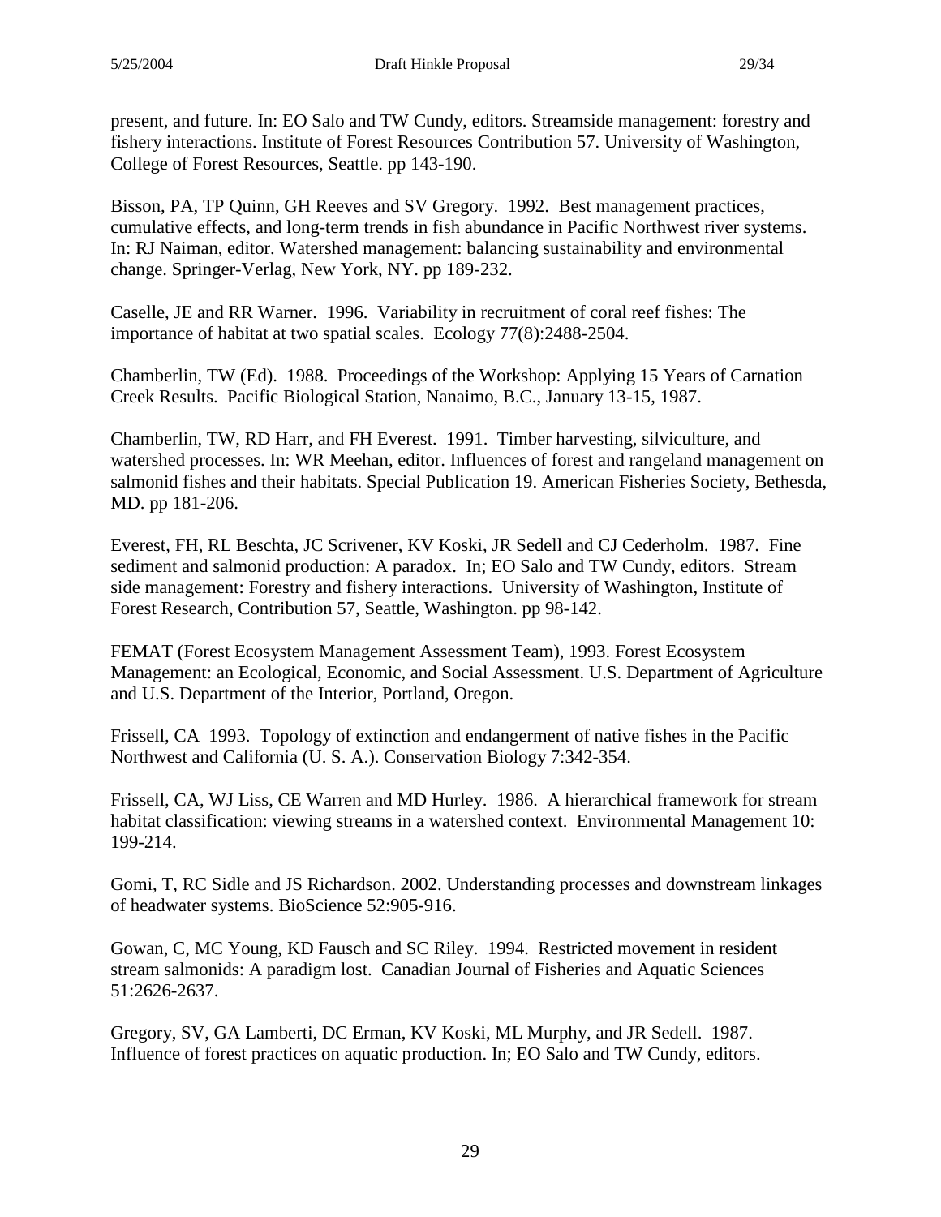present, and future. In: EO Salo and TW Cundy, editors. Streamside management: forestry and fishery interactions. Institute of Forest Resources Contribution 57. University of Washington, College of Forest Resources, Seattle. pp 143-190.

Bisson, PA, TP Quinn, GH Reeves and SV Gregory. 1992. Best management practices, cumulative effects, and long-term trends in fish abundance in Pacific Northwest river systems. In: RJ Naiman, editor. Watershed management: balancing sustainability and environmental change. Springer-Verlag, New York, NY. pp 189-232.

Caselle, JE and RR Warner. 1996. Variability in recruitment of coral reef fishes: The importance of habitat at two spatial scales. Ecology 77(8):2488-2504.

Chamberlin, TW (Ed). 1988. Proceedings of the Workshop: Applying 15 Years of Carnation Creek Results. Pacific Biological Station, Nanaimo, B.C., January 13-15, 1987.

Chamberlin, TW, RD Harr, and FH Everest. 1991. Timber harvesting, silviculture, and watershed processes. In: WR Meehan, editor. Influences of forest and rangeland management on salmonid fishes and their habitats. Special Publication 19. American Fisheries Society, Bethesda, MD. pp 181-206.

Everest, FH, RL Beschta, JC Scrivener, KV Koski, JR Sedell and CJ Cederholm. 1987. Fine sediment and salmonid production: A paradox. In; EO Salo and TW Cundy, editors. Stream side management: Forestry and fishery interactions. University of Washington, Institute of Forest Research, Contribution 57, Seattle, Washington. pp 98-142.

FEMAT (Forest Ecosystem Management Assessment Team), 1993. Forest Ecosystem Management: an Ecological, Economic, and Social Assessment. U.S. Department of Agriculture and U.S. Department of the Interior, Portland, Oregon.

Frissell, CA 1993. Topology of extinction and endangerment of native fishes in the Pacific Northwest and California (U. S. A.). Conservation Biology 7:342-354.

Frissell, CA, WJ Liss, CE Warren and MD Hurley. 1986. A hierarchical framework for stream habitat classification: viewing streams in a watershed context. Environmental Management 10: 199-214.

Gomi, T, RC Sidle and JS Richardson. 2002. Understanding processes and downstream linkages of headwater systems. BioScience 52:905-916.

Gowan, C, MC Young, KD Fausch and SC Riley. 1994. Restricted movement in resident stream salmonids: A paradigm lost. Canadian Journal of Fisheries and Aquatic Sciences 51:2626-2637.

Gregory, SV, GA Lamberti, DC Erman, KV Koski, ML Murphy, and JR Sedell. 1987. Influence of forest practices on aquatic production. In; EO Salo and TW Cundy, editors.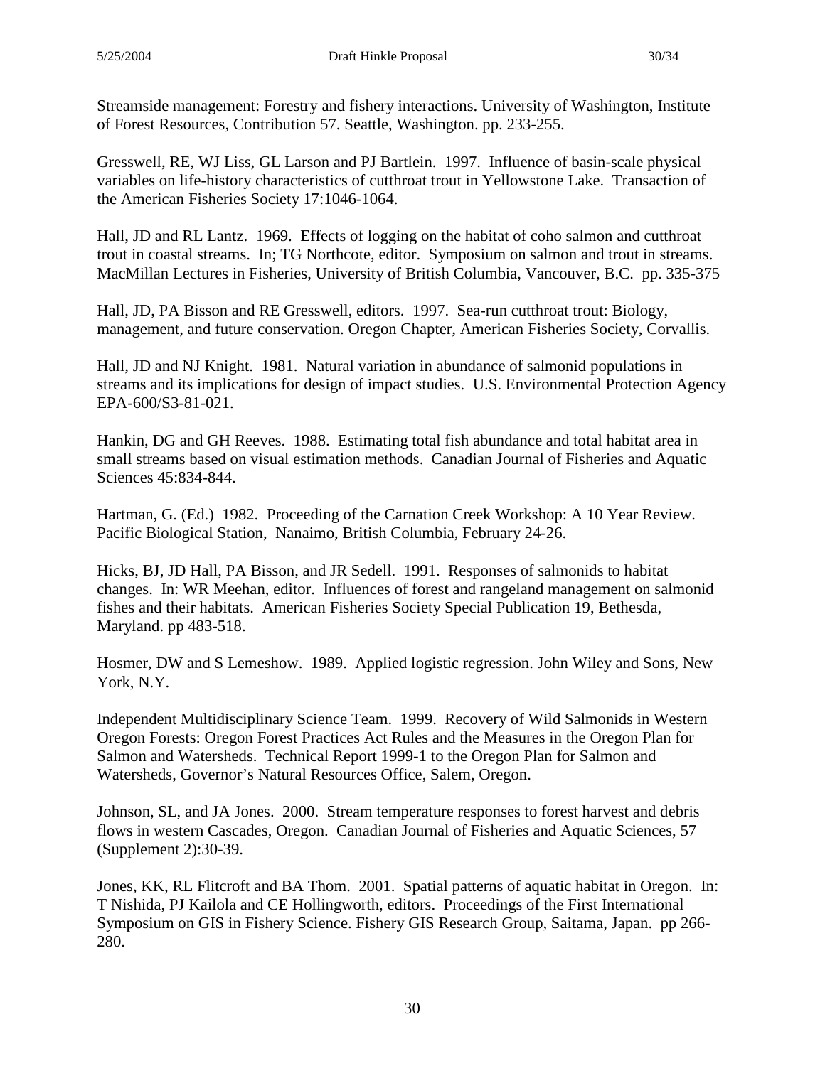Streamside management: Forestry and fishery interactions. University of Washington, Institute of Forest Resources, Contribution 57. Seattle, Washington. pp. 233-255.

Gresswell, RE, WJ Liss, GL Larson and PJ Bartlein. 1997. Influence of basin-scale physical variables on life-history characteristics of cutthroat trout in Yellowstone Lake. Transaction of the American Fisheries Society 17:1046-1064.

Hall, JD and RL Lantz. 1969. Effects of logging on the habitat of coho salmon and cutthroat trout in coastal streams. In; TG Northcote, editor. Symposium on salmon and trout in streams. MacMillan Lectures in Fisheries, University of British Columbia, Vancouver, B.C. pp. 335-375

Hall, JD, PA Bisson and RE Gresswell, editors. 1997. Sea-run cutthroat trout: Biology, management, and future conservation. Oregon Chapter, American Fisheries Society, Corvallis.

Hall, JD and NJ Knight. 1981. Natural variation in abundance of salmonid populations in streams and its implications for design of impact studies. U.S. Environmental Protection Agency EPA-600/S3-81-021.

Hankin, DG and GH Reeves. 1988. Estimating total fish abundance and total habitat area in small streams based on visual estimation methods. Canadian Journal of Fisheries and Aquatic Sciences 45:834-844.

Hartman, G. (Ed.) 1982. Proceeding of the Carnation Creek Workshop: A 10 Year Review. Pacific Biological Station, Nanaimo, British Columbia, February 24-26.

Hicks, BJ, JD Hall, PA Bisson, and JR Sedell. 1991. Responses of salmonids to habitat changes. In: WR Meehan, editor. Influences of forest and rangeland management on salmonid fishes and their habitats. American Fisheries Society Special Publication 19, Bethesda, Maryland. pp 483-518.

Hosmer, DW and S Lemeshow. 1989. Applied logistic regression. John Wiley and Sons, New York, N.Y.

Independent Multidisciplinary Science Team. 1999. Recovery of Wild Salmonids in Western Oregon Forests: Oregon Forest Practices Act Rules and the Measures in the Oregon Plan for Salmon and Watersheds. Technical Report 1999-1 to the Oregon Plan for Salmon and Watersheds, Governor's Natural Resources Office, Salem, Oregon.

Johnson, SL, and JA Jones. 2000. Stream temperature responses to forest harvest and debris flows in western Cascades, Oregon. Canadian Journal of Fisheries and Aquatic Sciences, 57 (Supplement 2):30-39.

Jones, KK, RL Flitcroft and BA Thom. 2001. Spatial patterns of aquatic habitat in Oregon. In: T Nishida, PJ Kailola and CE Hollingworth, editors. Proceedings of the First International Symposium on GIS in Fishery Science. Fishery GIS Research Group, Saitama, Japan. pp 266-280.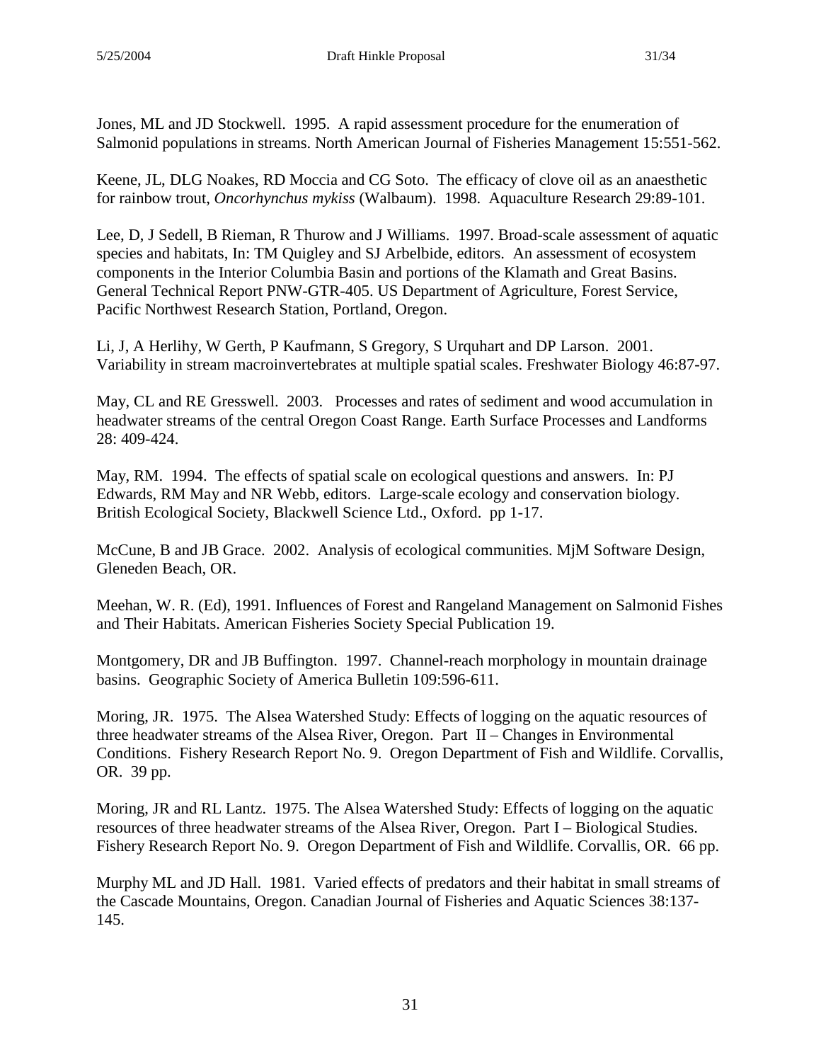Jones, ML and JD Stockwell. 1995. A rapid assessment procedure for the enumeration of Salmonid populations in streams. North American Journal of Fisheries Management 15:551-562.

Keene, JL, DLG Noakes, RD Moccia and CG Soto. The efficacy of clove oil as an anaesthetic for rainbow trout, *Oncorhynchus mykiss* (Walbaum). 1998. Aquaculture Research 29:89-101.

Lee, D, J Sedell, B Rieman, R Thurow and J Williams. 1997. Broad-scale assessment of aquatic species and habitats, In: TM Quigley and SJ Arbelbide, editors. An assessment of ecosystem components in the Interior Columbia Basin and portions of the Klamath and Great Basins. General Technical Report PNW-GTR-405. US Department of Agriculture, Forest Service, Pacific Northwest Research Station, Portland, Oregon.

Li, J, A Herlihy, W Gerth, P Kaufmann, S Gregory, S Urquhart and DP Larson. 2001. Variability in stream macroinvertebrates at multiple spatial scales. Freshwater Biology 46:87-97.

May, CL and RE Gresswell. 2003. Processes and rates of sediment and wood accumulation in headwater streams of the central Oregon Coast Range. Earth Surface Processes and Landforms 28: 409-424.

May, RM. 1994. The effects of spatial scale on ecological questions and answers. In: PJ Edwards, RM May and NR Webb, editors. Large-scale ecology and conservation biology. British Ecological Society, Blackwell Science Ltd., Oxford. pp 1-17.

McCune, B and JB Grace. 2002. Analysis of ecological communities. MjM Software Design, Gleneden Beach, OR.

Meehan, W. R. (Ed), 1991. Influences of Forest and Rangeland Management on Salmonid Fishes and Their Habitats. American Fisheries Society Special Publication 19.

Montgomery, DR and JB Buffington. 1997. Channel-reach morphology in mountain drainage basins. Geographic Society of America Bulletin 109:596-611.

Moring, JR. 1975. The Alsea Watershed Study: Effects of logging on the aquatic resources of three headwater streams of the Alsea River, Oregon. Part II – Changes in Environmental Conditions. Fishery Research Report No. 9. Oregon Department of Fish and Wildlife. Corvallis, OR. 39 pp.

Moring, JR and RL Lantz. 1975. The Alsea Watershed Study: Effects of logging on the aquatic resources of three headwater streams of the Alsea River, Oregon. Part I – Biological Studies. Fishery Research Report No. 9. Oregon Department of Fish and Wildlife. Corvallis, OR. 66 pp.

Murphy ML and JD Hall. 1981. Varied effects of predators and their habitat in small streams of the Cascade Mountains, Oregon. Canadian Journal of Fisheries and Aquatic Sciences 38:137-145.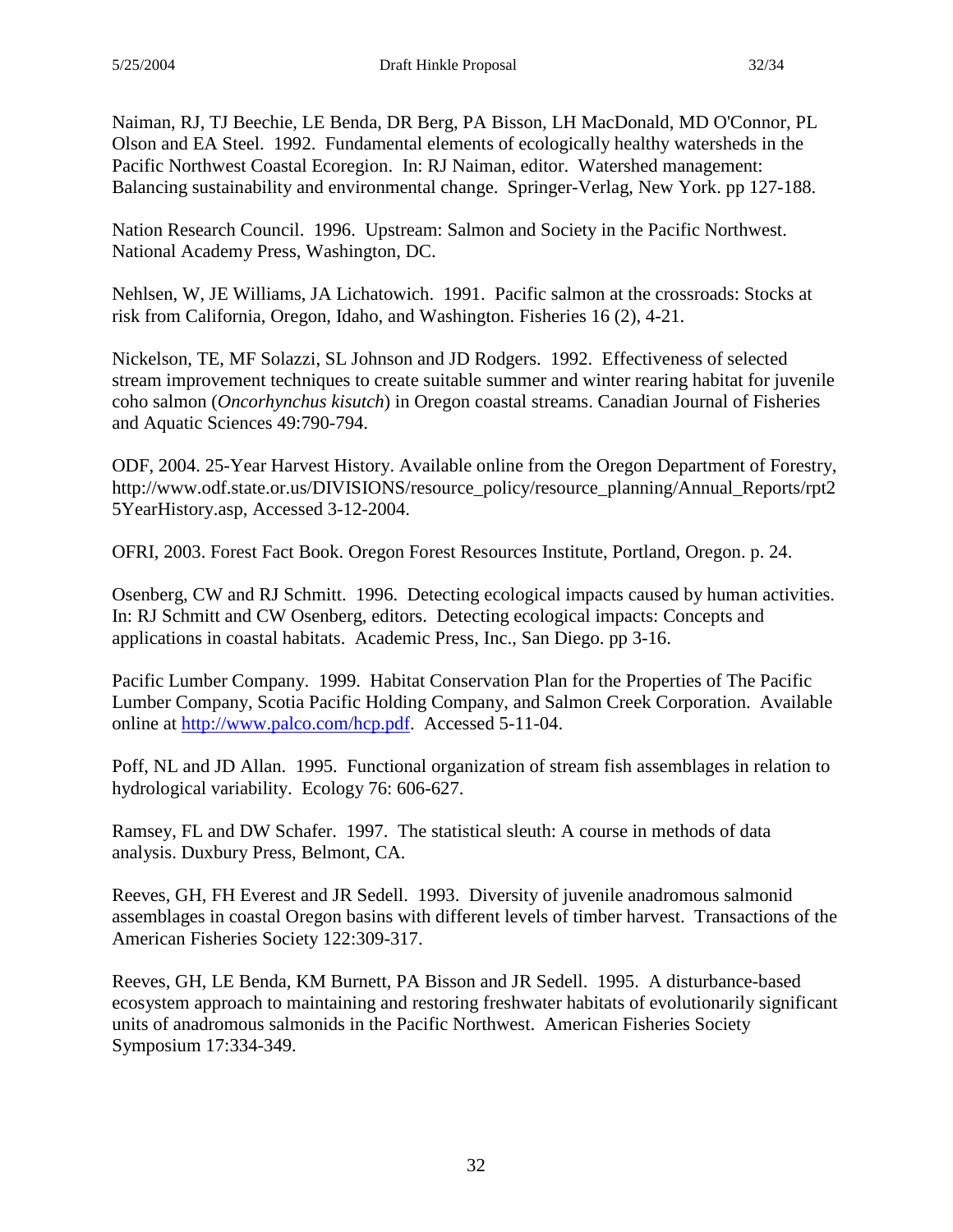Naiman, RJ, TJ Beechie, LE Benda, DR Berg, PA Bisson, LH MacDonald, MD O'Connor, PL Olson and EA Steel. 1992. Fundamental elements of ecologically healthy watersheds in the Pacific Northwest Coastal Ecoregion. In: RJ Naiman, editor. Watershed management: Balancing sustainability and environmental change. Springer-Verlag, New York. pp 127-188.

Nation Research Council. 1996. Upstream: Salmon and Society in the Pacific Northwest. National Academy Press, Washington, DC.

Nehlsen, W, JE Williams, JA Lichatowich. 1991. Pacific salmon at the crossroads: Stocks at risk from California, Oregon, Idaho, and Washington. Fisheries 16 (2), 4-21.

Nickelson, TE, MF Solazzi, SL Johnson and JD Rodgers. 1992. Effectiveness of selected stream improvement techniques to create suitable summer and winter rearing habitat for juvenile coho salmon (*Oncorhynchus kisutch*) in Oregon coastal streams. Canadian Journal of Fisheries and Aquatic Sciences 49:790-794.

ODF, 2004. 25-Year Harvest History. Available online from the Oregon Department of Forestry, http://www.odf.state.or.us/DIVISIONS/resource_policy/resource_planning/Annual_Reports/rpt25YearHistory.asp, Accessed 3-12-2004.

OFRI, 2003. Forest Fact Book. Oregon Forest Resources Institute, Portland, Oregon. p. 24.

Osenberg, CW and RJ Schmitt. 1996. Detecting ecological impacts caused by human activities. In: RJ Schmitt and CW Osenberg, editors. Detecting ecological impacts: Concepts and applications in coastal habitats. Academic Press, Inc., San Diego. pp 3-16.

Pacific Lumber Company. 1999. Habitat Conservation Plan for the Properties of The Pacific Lumber Company, Scotia Pacific Holding Company, and Salmon Creek Corporation. Available online at http://www.palco.com/hcp.pdf. Accessed 5-11-04.

Poff, NL and JD Allan. 1995. Functional organization of stream fish assemblages in relation to hydrological variability. Ecology 76: 606-627.

Ramsey, FL and DW Schafer. 1997. The statistical sleuth: A course in methods of data analysis. Duxbury Press, Belmont, CA.

Reeves, GH, FH Everest and JR Sedell. 1993. Diversity of juvenile anadromous salmonid assemblages in coastal Oregon basins with different levels of timber harvest. Transactions of the American Fisheries Society 122:309-317.

Reeves, GH, LE Benda, KM Burnett, PA Bisson and JR Sedell. 1995. A disturbance-based ecosystem approach to maintaining and restoring freshwater habitats of evolutionarily significant units of anadromous salmonids in the Pacific Northwest. American Fisheries Society Symposium 17:334-349.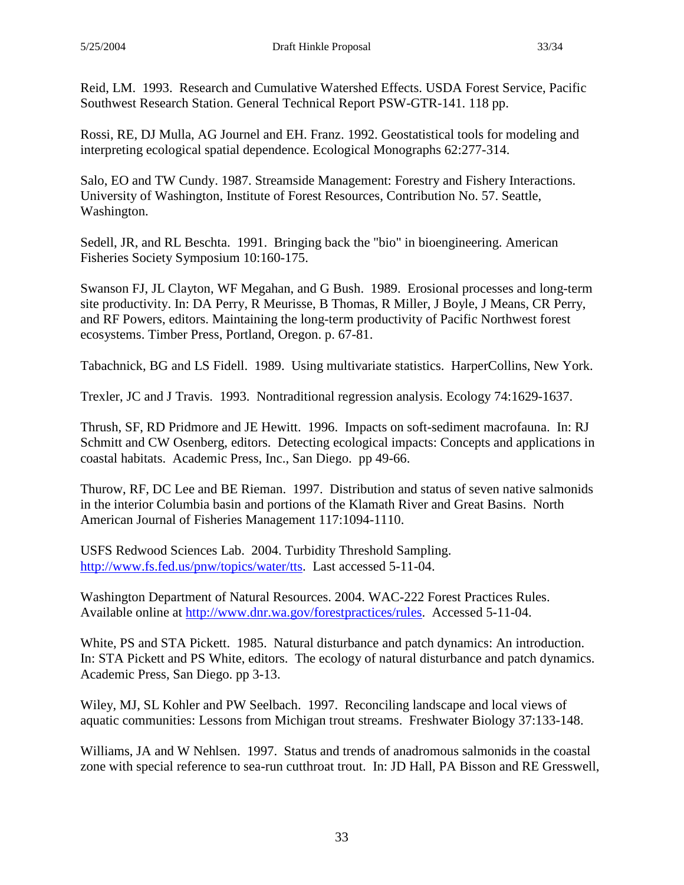Reid, LM. 1993. Research and Cumulative Watershed Effects. USDA Forest Service, Pacific Southwest Research Station. General Technical Report PSW-GTR-141. 118 pp.

Rossi, RE, DJ Mulla, AG Journel and EH. Franz. 1992. Geostatistical tools for modeling and interpreting ecological spatial dependence. Ecological Monographs 62:277-314.

Salo, EO and TW Cundy. 1987. Streamside Management: Forestry and Fishery Interactions. University of Washington, Institute of Forest Resources, Contribution No. 57. Seattle, Washington.

Sedell, JR, and RL Beschta. 1991. Bringing back the "bio" in bioengineering. American Fisheries Society Symposium 10:160-175.

Swanson FJ, JL Clayton, WF Megahan, and G Bush. 1989. Erosional processes and long-term site productivity. In: DA Perry, R Meurisse, B Thomas, R Miller, J Boyle, J Means, CR Perry, and RF Powers, editors. Maintaining the long-term productivity of Pacific Northwest forest ecosystems. Timber Press, Portland, Oregon. p. 67-81.

Tabachnick, BG and LS Fidell. 1989. Using multivariate statistics. HarperCollins, New York.

Trexler, JC and J Travis. 1993. Nontraditional regression analysis. Ecology 74:1629-1637.

Thrush, SF, RD Pridmore and JE Hewitt. 1996. Impacts on soft-sediment macrofauna. In: RJ Schmitt and CW Osenberg, editors. Detecting ecological impacts: Concepts and applications in coastal habitats. Academic Press, Inc., San Diego. pp 49-66.

Thurow, RF, DC Lee and BE Rieman. 1997. Distribution and status of seven native salmonids in the interior Columbia basin and portions of the Klamath River and Great Basins. North American Journal of Fisheries Management 117:1094-1110.

USFS Redwood Sciences Lab. 2004. Turbidity Threshold Sampling. http://www.fs.fed.us/pnw/topics/water/tts. Last accessed 5-11-04.

Washington Department of Natural Resources. 2004. WAC-222 Forest Practices Rules. Available online at http://www.dnr.wa.gov/forestpractices/rules. Accessed 5-11-04.

White, PS and STA Pickett. 1985. Natural disturbance and patch dynamics: An introduction. In: STA Pickett and PS White, editors. The ecology of natural disturbance and patch dynamics. Academic Press, San Diego. pp 3-13.

Wiley, MJ, SL Kohler and PW Seelbach. 1997. Reconciling landscape and local views of aquatic communities: Lessons from Michigan trout streams. Freshwater Biology 37:133-148.

Williams, JA and W Nehlsen. 1997. Status and trends of anadromous salmonids in the coastal zone with special reference to sea-run cutthroat trout. In: JD Hall, PA Bisson and RE Gresswell,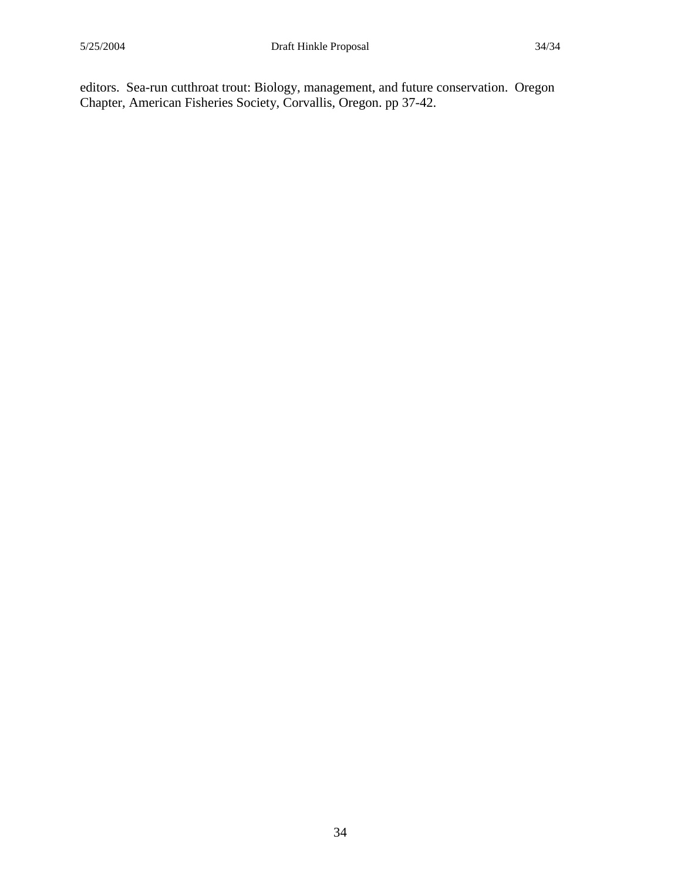editors. Sea-run cutthroat trout: Biology, management, and future conservation. Oregon Chapter, American Fisheries Society, Corvallis, Oregon. pp 37-42.